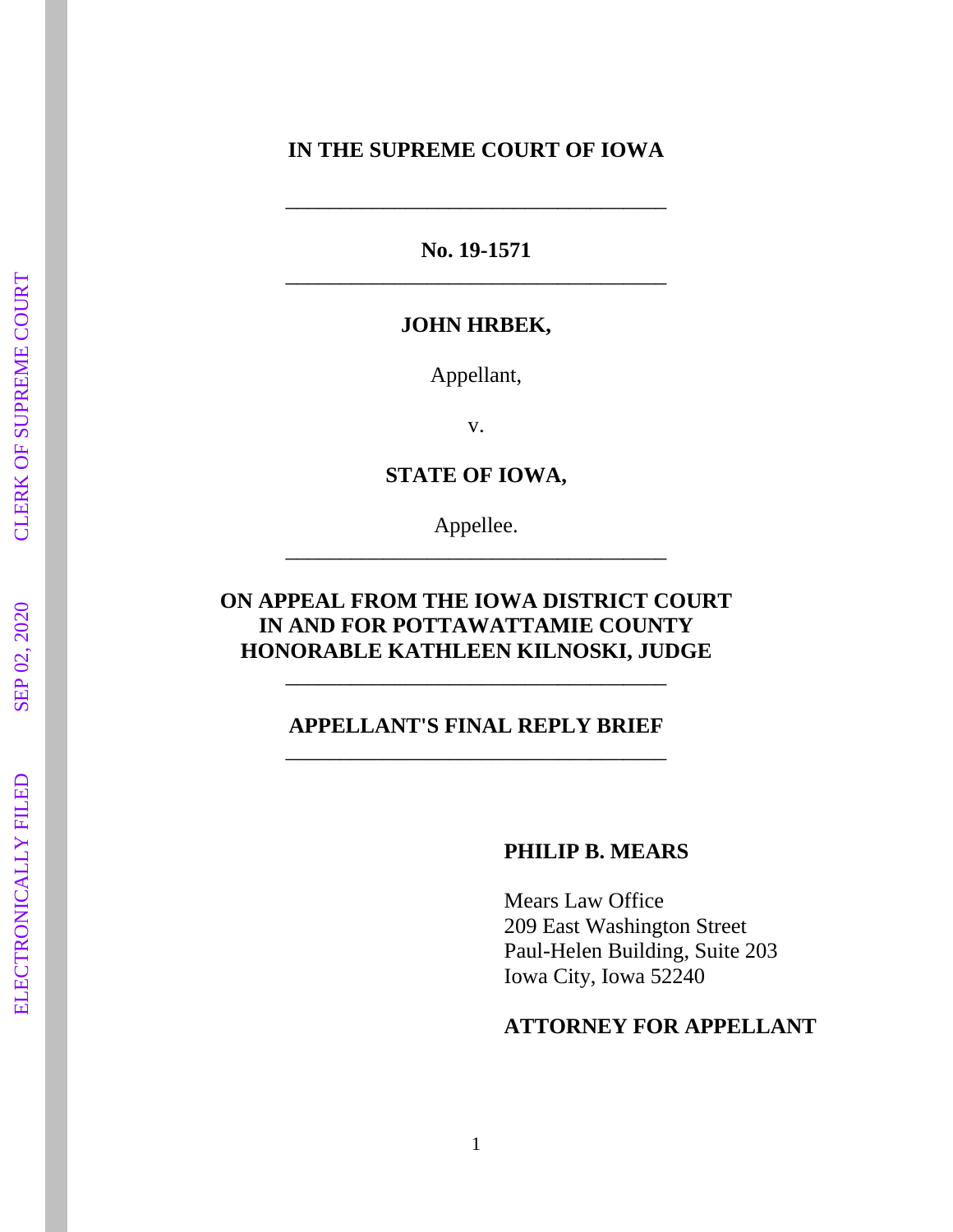**IN THE SUPREME COURT OF IOWA**

---

**No. 19-1571**

---

**JOHN HRBEK,**

Appellant,

v.

**STATE OF IOWA,**

Appellee.

---

**ON APPEAL FROM THE IOWA DISTRICT COURT IN AND FOR POTTAWATTAMIE COUNTY HONORABLE KATHLEEN KILNOSKI, JUDGE**

---

**APPELLANT'S FINAL REPLY BRIEF**

---

**PHILIP B. MEARS**

Mears Law Office
209 East Washington Street
Paul-Helen Building, Suite 203
Iowa City, Iowa 52240

**ATTORNEY FOR APPELLANT**

ELECTRONICALLY FILED SEP 02, 2020 CLERK OF SUPREME COURT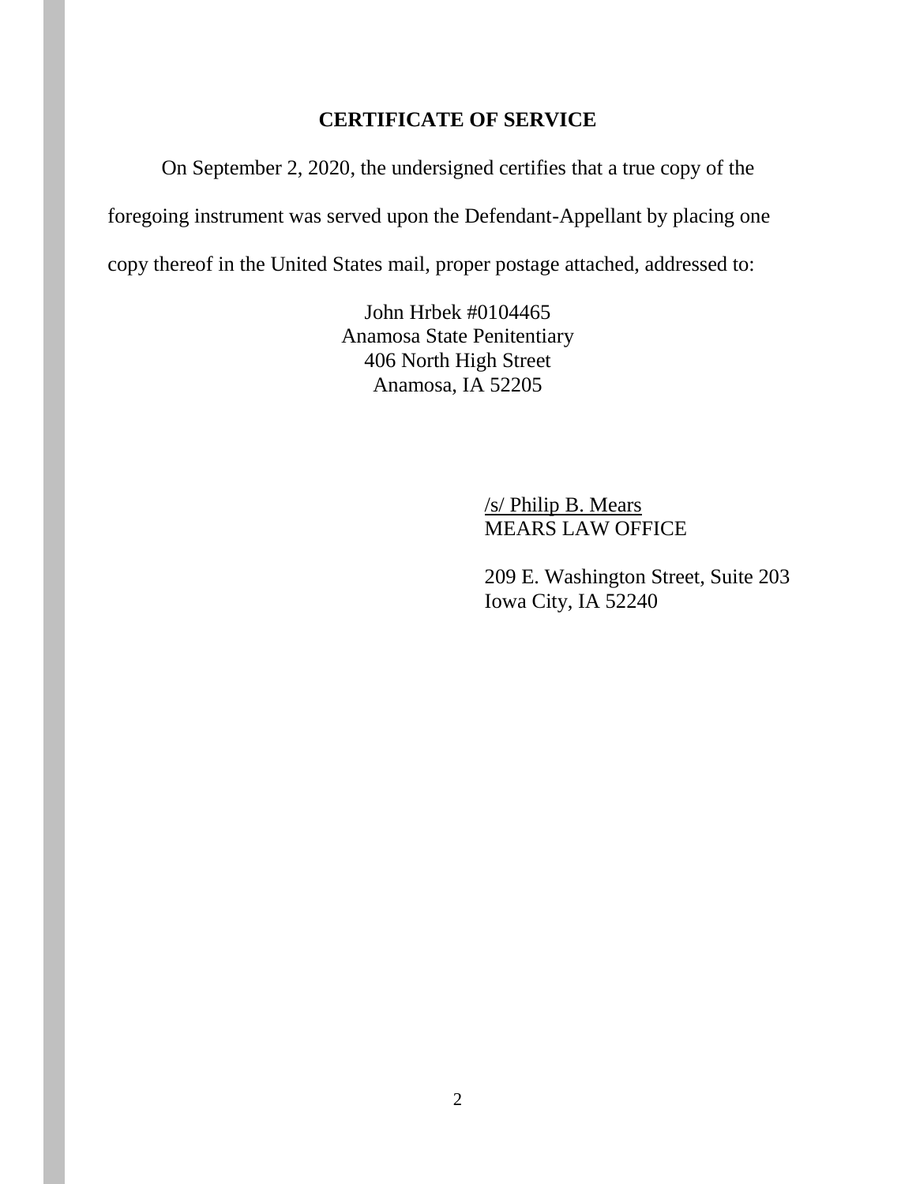## CERTIFICATE OF SERVICE

On September 2, 2020, the undersigned certifies that a true copy of the foregoing instrument was served upon the Defendant-Appellant by placing one copy thereof in the United States mail, proper postage attached, addressed to:

John Hrbek #0104465
Anamosa State Penitentiary
406 North High Street
Anamosa, IA 52205

/s/ Philip B. Mears
MEARS LAW OFFICE

209 E. Washington Street, Suite 203
Iowa City, IA 52240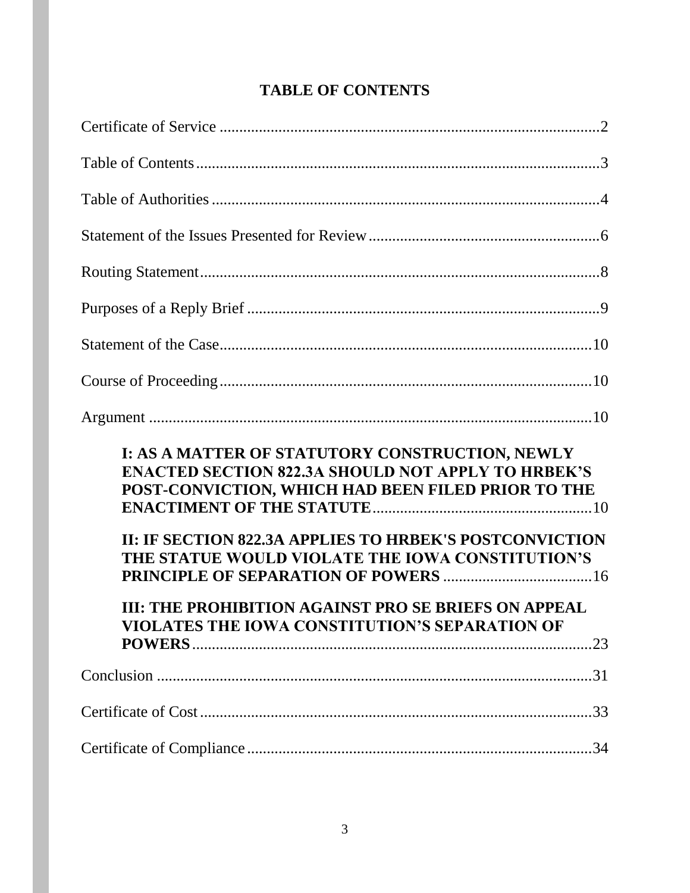# TABLE OF CONTENTS

Certificate of Service ..................................................................................................2

Table of Contents.........................................................................................................3

Table of Authorities .....................................................................................................4

Statement of the Issues Presented for Review............................................................6

Routing Statement........................................................................................................8

Purposes of a Reply Brief ............................................................................................9

Statement of the Case..................................................................................................10

Course of Proceeding..................................................................................................10

Argument ....................................................................................................................10

**I: AS A MATTER OF STATUTORY CONSTRUCTION, NEWLY ENACTED SECTION 822.3A SHOULD NOT APPLY TO HRBEK'S POST-CONVICTION, WHICH HAD BEEN FILED PRIOR TO THE ENACTIMENT OF THE STATUTE**.........................................................10

**II: IF SECTION 822.3A APPLIES TO HRBEK'S POSTCONVICTION THE STATUE WOULD VIOLATE THE IOWA CONSTITUTION'S PRINCIPLE OF SEPARATION OF POWERS** ......................................16

**III: THE PROHIBITION AGAINST PRO SE BRIEFS ON APPEAL VIOLATES THE IOWA CONSTITUTION'S SEPARATION OF POWERS**.......................................................................................................23

Conclusion .................................................................................................................31

Certificate of Cost......................................................................................................33

Certificate of Compliance..........................................................................................34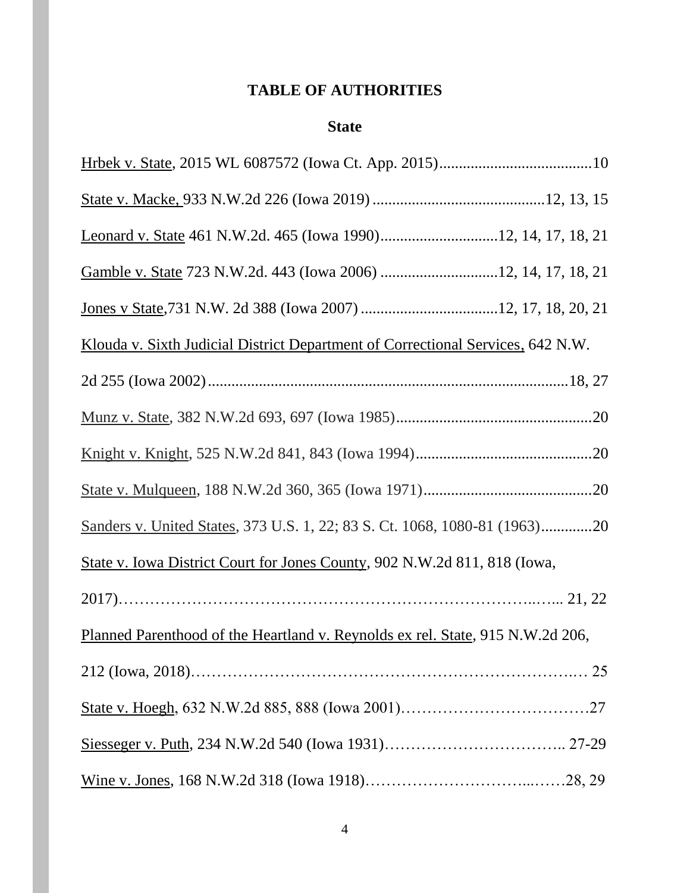# TABLE OF AUTHORITIES

## State

Hrbek v. State, 2015 WL 6087572 (Iowa Ct. App. 2015).......................................10

State v. Macke, 933 N.W.2d 226 (Iowa 2019) ............................................12, 13, 15

Leonard v. State 461 N.W.2d. 465 (Iowa 1990)..............................12, 14, 17, 18, 21

Gamble v. State 723 N.W.2d. 443 (Iowa 2006) ..............................12, 14, 17, 18, 21

Jones v State,731 N.W. 2d 388 (Iowa 2007) ...................................12, 17, 18, 20, 21

Klouda v. Sixth Judicial District Department of Correctional Services, 642 N.W. 2d 255 (Iowa 2002)...........................................................................................18, 27

Munz v. State, 382 N.W.2d 693, 697 (Iowa 1985)..................................................20

Knight v. Knight, 525 N.W.2d 841, 843 (Iowa 1994).............................................20

State v. Mulqueen, 188 N.W.2d 360, 365 (Iowa 1971)...........................................20

Sanders v. United States, 373 U.S. 1, 22; 83 S. Ct. 1068, 1080-81 (1963).............20

State v. Iowa District Court for Jones County, 902 N.W.2d 811, 818 (Iowa, 2017)……………………………………………………………………..….. 21, 22

Planned Parenthood of the Heartland v. Reynolds ex rel. State, 915 N.W.2d 206, 212 (Iowa, 2018)………………………………………………………………..… 25

State v. Hoegh, 632 N.W.2d 885, 888 (Iowa 2001)……………………………….27

Siesseger v. Puth, 234 N.W.2d 540 (Iowa 1931)…………………………….. 27-29

Wine v. Jones, 168 N.W.2d 318 (Iowa 1918)…………………………...……28, 29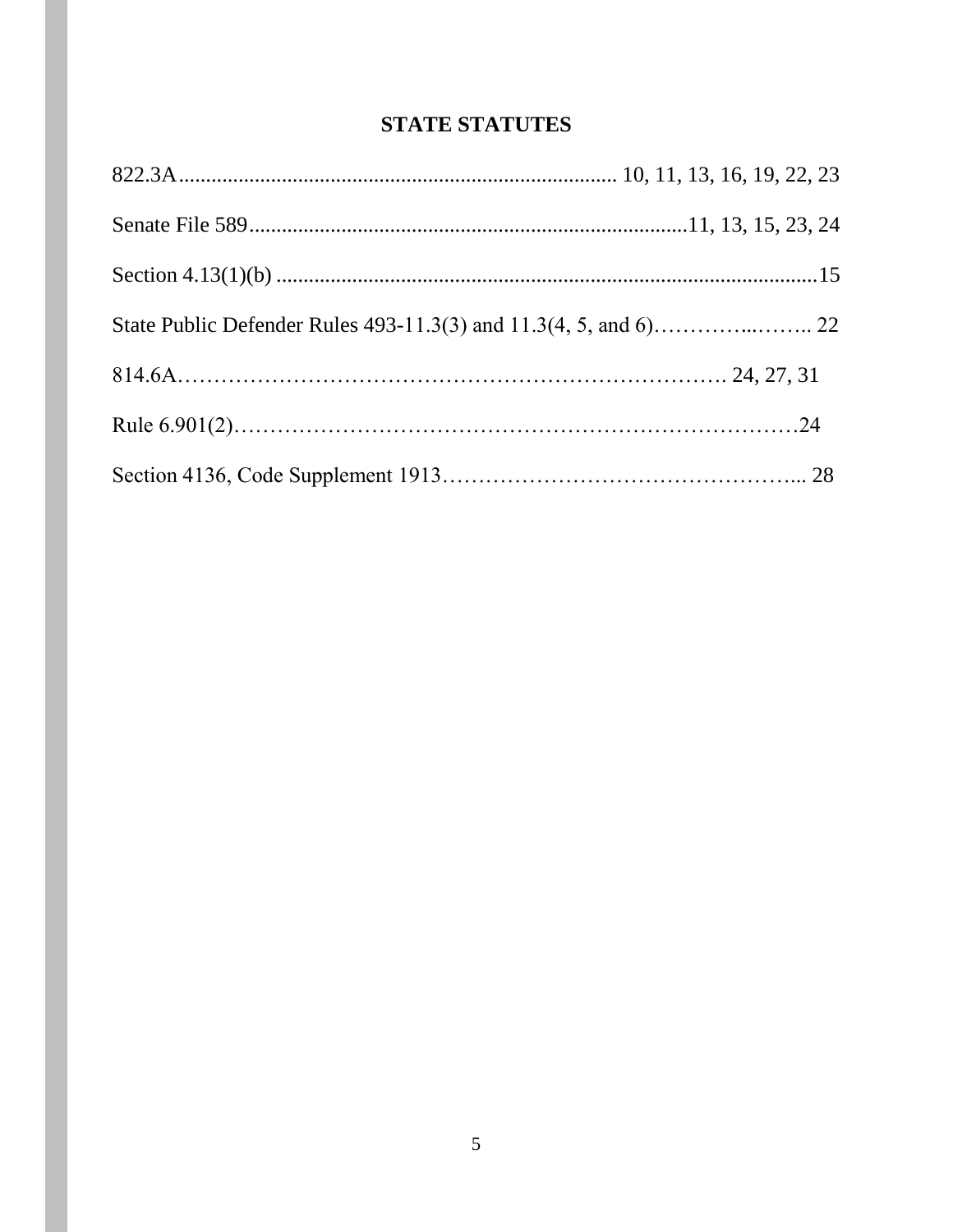## STATE STATUTES

822.3A................................................................................ 10, 11, 13, 16, 19, 22, 23

Senate File 589................................................................................11, 13, 15, 23, 24

Section 4.13(1)(b) ....................................................................................................15

State Public Defender Rules 493-11.3(3) and 11.3(4, 5, and 6)…………..…….. 22

814.6A…………………………………………………………………. 24, 27, 31

Rule 6.901(2)……………………………………………………………………24

Section 4136, Code Supplement 1913…………………………………………... 28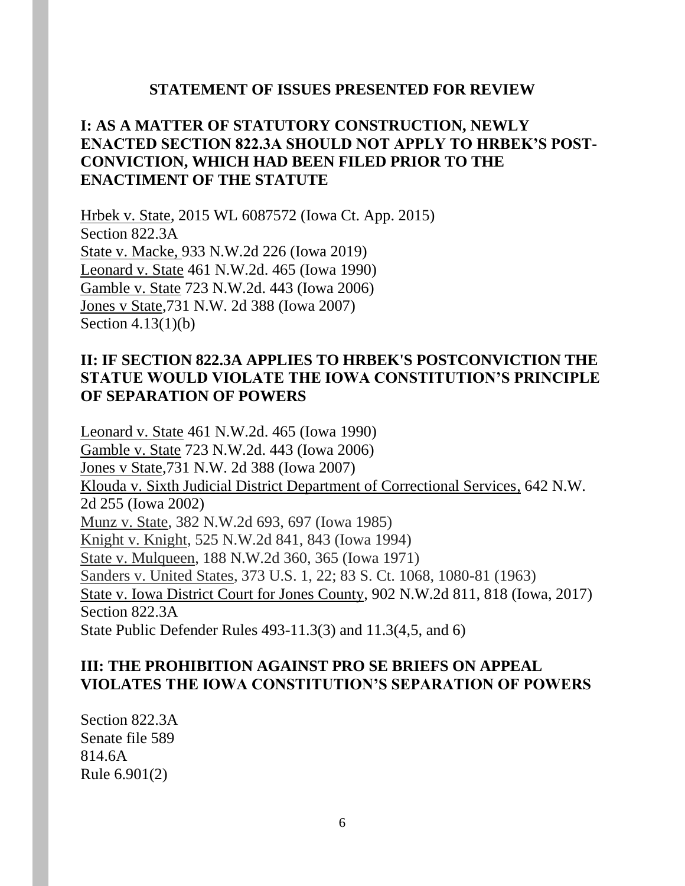## STATEMENT OF ISSUES PRESENTED FOR REVIEW

### I: AS A MATTER OF STATUTORY CONSTRUCTION, NEWLY ENACTED SECTION 822.3A SHOULD NOT APPLY TO HRBEK'S POST-CONVICTION, WHICH HAD BEEN FILED PRIOR TO THE ENACTIMENT OF THE STATUTE

Hrbek v. State, 2015 WL 6087572 (Iowa Ct. App. 2015)
Section 822.3A
State v. Macke, 933 N.W.2d 226 (Iowa 2019)
Leonard v. State 461 N.W.2d. 465 (Iowa 1990)
Gamble v. State 723 N.W.2d. 443 (Iowa 2006)
Jones v State,731 N.W. 2d 388 (Iowa 2007)
Section 4.13(1)(b)

### II: IF SECTION 822.3A APPLIES TO HRBEK'S POSTCONVICTION THE STATUE WOULD VIOLATE THE IOWA CONSTITUTION'S PRINCIPLE OF SEPARATION OF POWERS

Leonard v. State 461 N.W.2d. 465 (Iowa 1990)
Gamble v. State 723 N.W.2d. 443 (Iowa 2006)
Jones v State,731 N.W. 2d 388 (Iowa 2007)
Klouda v. Sixth Judicial District Department of Correctional Services, 642 N.W. 2d 255 (Iowa 2002)
Munz v. State, 382 N.W.2d 693, 697 (Iowa 1985)
Knight v. Knight, 525 N.W.2d 841, 843 (Iowa 1994)
State v. Mulqueen, 188 N.W.2d 360, 365 (Iowa 1971)
Sanders v. United States, 373 U.S. 1, 22; 83 S. Ct. 1068, 1080-81 (1963)
State v. Iowa District Court for Jones County, 902 N.W.2d 811, 818 (Iowa, 2017)
Section 822.3A
State Public Defender Rules 493-11.3(3) and 11.3(4,5, and 6)

### III: THE PROHIBITION AGAINST PRO SE BRIEFS ON APPEAL VIOLATES THE IOWA CONSTITUTION'S SEPARATION OF POWERS

Section 822.3A
Senate file 589
814.6A
Rule 6.901(2)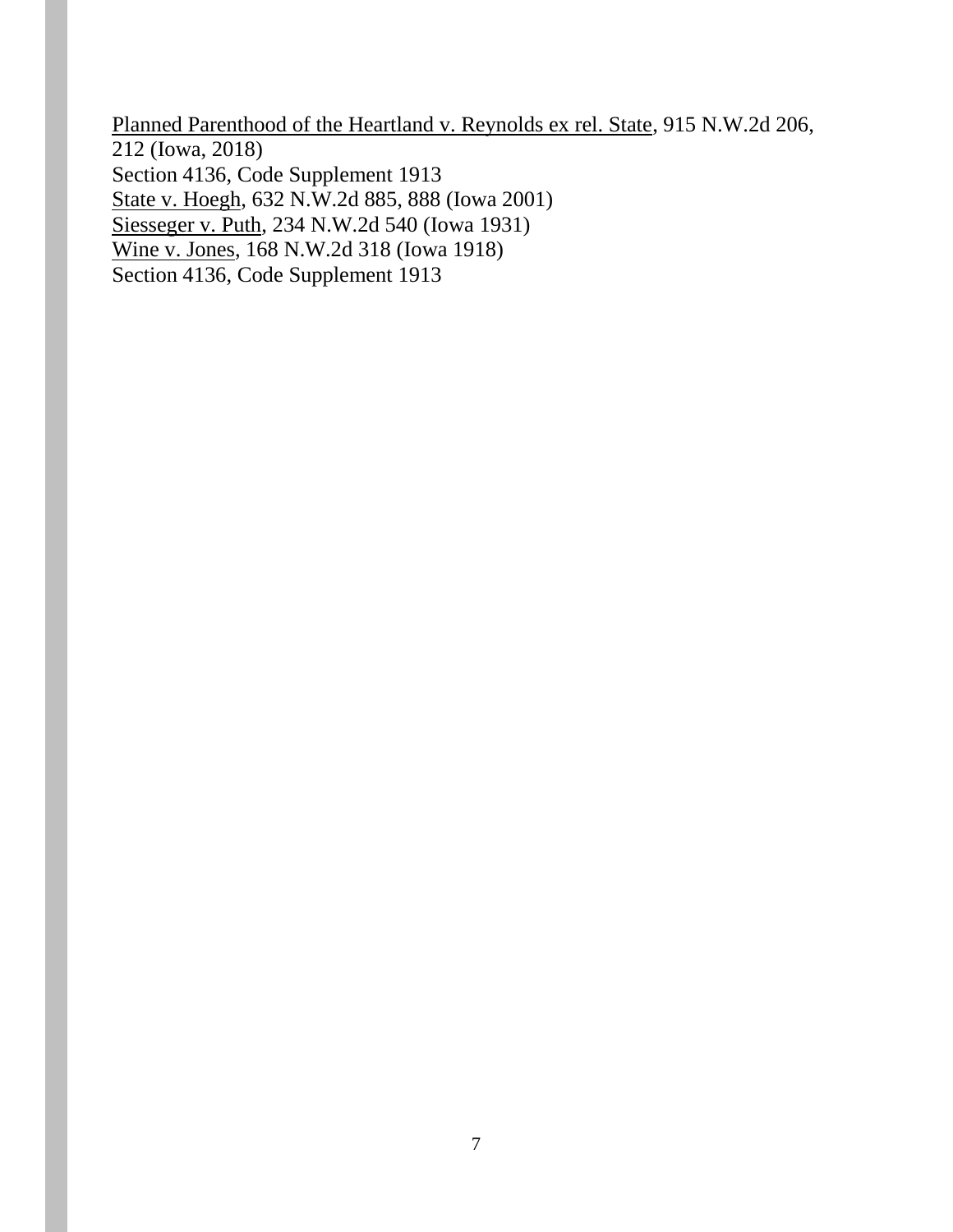Planned Parenthood of the Heartland v. Reynolds ex rel. State, 915 N.W.2d 206, 212 (Iowa, 2018)

Section 4136, Code Supplement 1913

State v. Hoegh, 632 N.W.2d 885, 888 (Iowa 2001)

Siesseger v. Puth, 234 N.W.2d 540 (Iowa 1931)

Wine v. Jones, 168 N.W.2d 318 (Iowa 1918)

Section 4136, Code Supplement 1913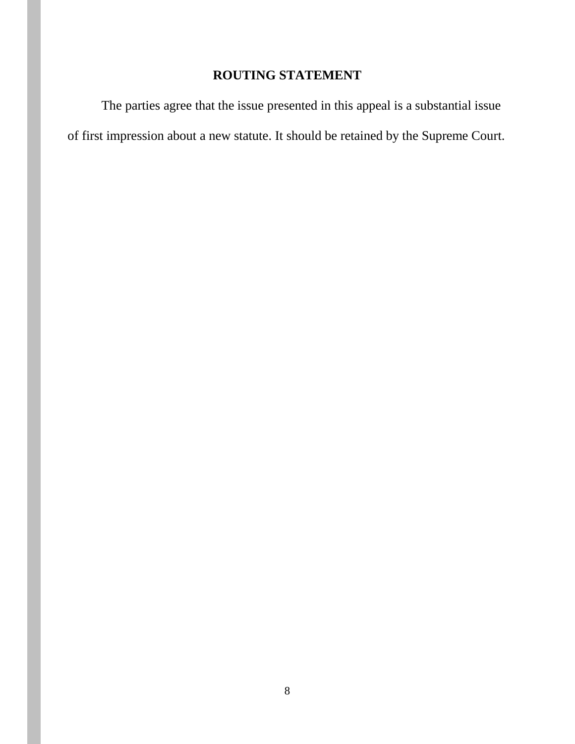## ROUTING STATEMENT

The parties agree that the issue presented in this appeal is a substantial issue of first impression about a new statute. It should be retained by the Supreme Court.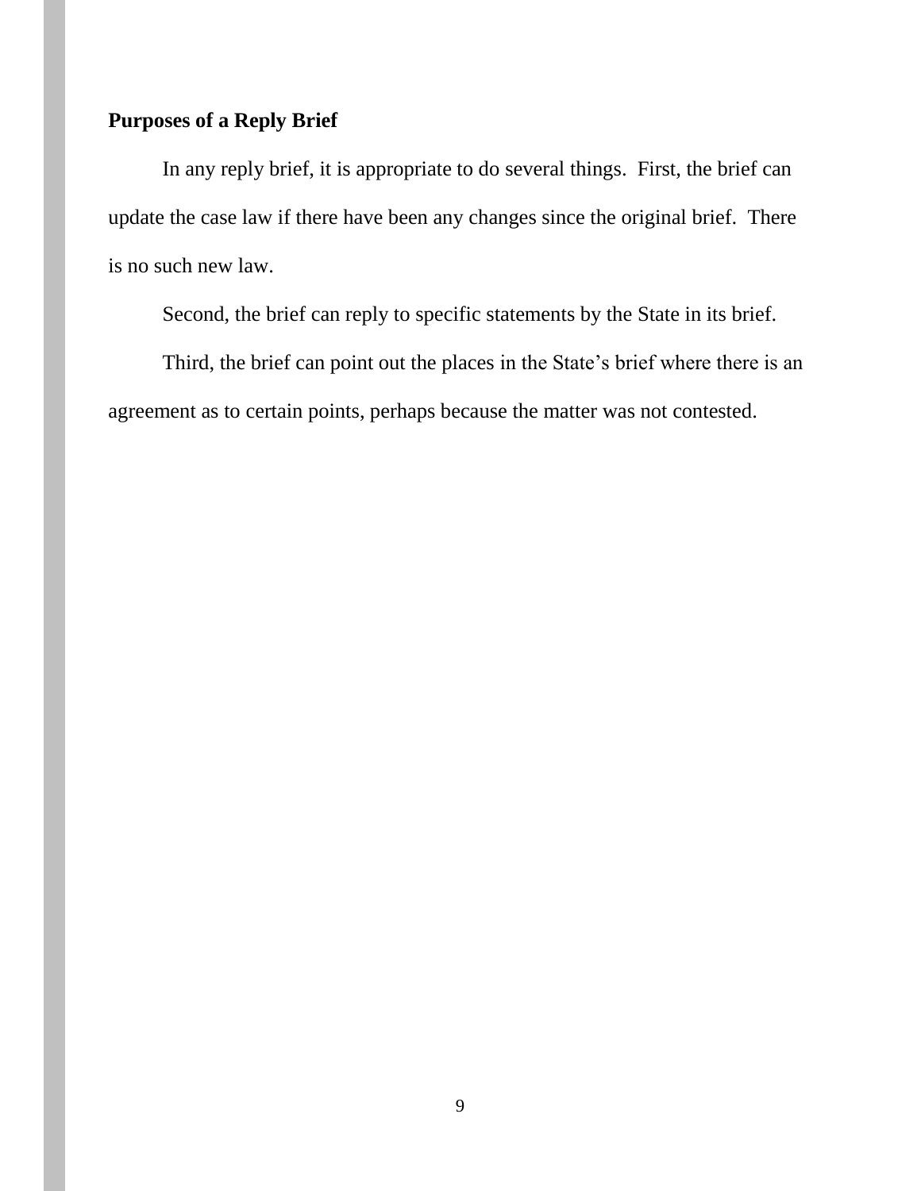**Purposes of a Reply Brief**

In any reply brief, it is appropriate to do several things. First, the brief can update the case law if there have been any changes since the original brief. There is no such new law.

Second, the brief can reply to specific statements by the State in its brief.

Third, the brief can point out the places in the State's brief where there is an agreement as to certain points, perhaps because the matter was not contested.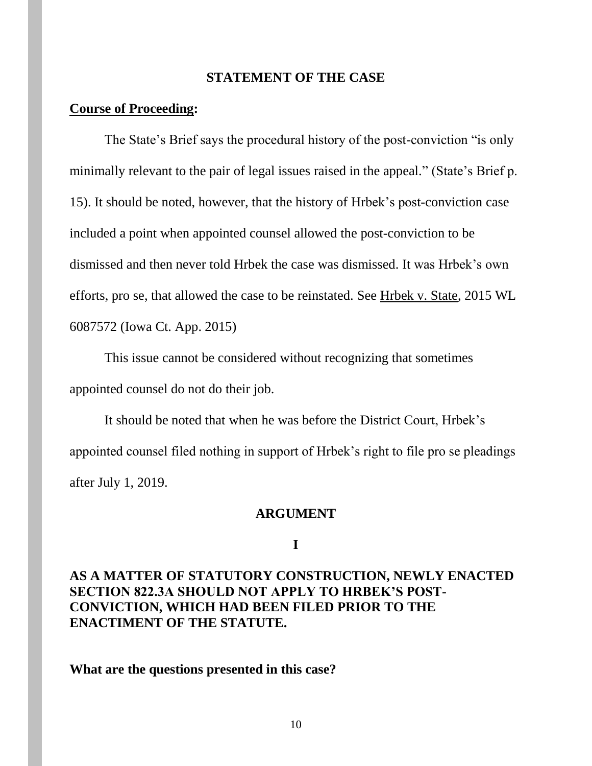## STATEMENT OF THE CASE

**Course of Proceeding:**

The State's Brief says the procedural history of the post-conviction "is only minimally relevant to the pair of legal issues raised in the appeal." (State's Brief p. 15). It should be noted, however, that the history of Hrbek's post-conviction case included a point when appointed counsel allowed the post-conviction to be dismissed and then never told Hrbek the case was dismissed. It was Hrbek's own efforts, pro se, that allowed the case to be reinstated. See Hrbek v. State, 2015 WL 6087572 (Iowa Ct. App. 2015)

This issue cannot be considered without recognizing that sometimes appointed counsel do not do their job.

It should be noted that when he was before the District Court, Hrbek's appointed counsel filed nothing in support of Hrbek's right to file pro se pleadings after July 1, 2019.

## ARGUMENT

### I

### AS A MATTER OF STATUTORY CONSTRUCTION, NEWLY ENACTED SECTION 822.3A SHOULD NOT APPLY TO HRBEK'S POST-CONVICTION, WHICH HAD BEEN FILED PRIOR TO THE ENACTIMENT OF THE STATUTE.

**What are the questions presented in this case?**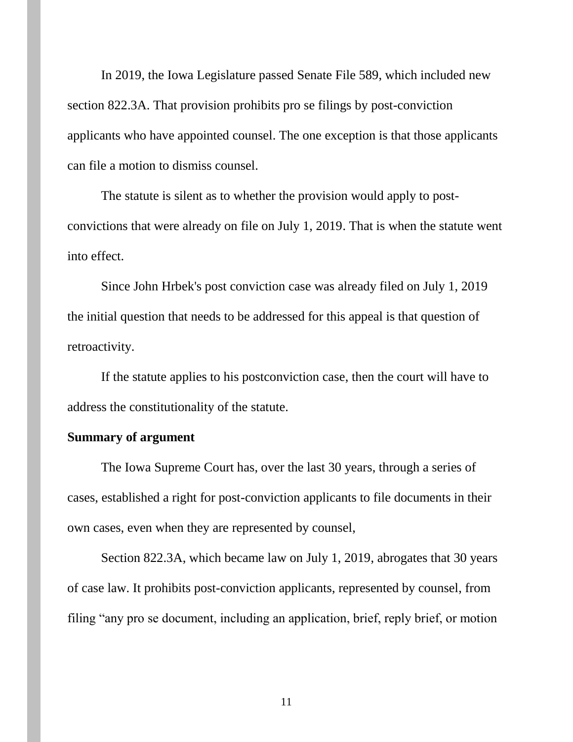In 2019, the Iowa Legislature passed Senate File 589, which included new section 822.3A. That provision prohibits pro se filings by post-conviction applicants who have appointed counsel. The one exception is that those applicants can file a motion to dismiss counsel.

The statute is silent as to whether the provision would apply to post-convictions that were already on file on July 1, 2019. That is when the statute went into effect.

Since John Hrbek's post conviction case was already filed on July 1, 2019 the initial question that needs to be addressed for this appeal is that question of retroactivity.

If the statute applies to his postconviction case, then the court will have to address the constitutionality of the statute.

**Summary of argument**

The Iowa Supreme Court has, over the last 30 years, through a series of cases, established a right for post-conviction applicants to file documents in their own cases, even when they are represented by counsel,

Section 822.3A, which became law on July 1, 2019, abrogates that 30 years of case law. It prohibits post-conviction applicants, represented by counsel, from filing "any pro se document, including an application, brief, reply brief, or motion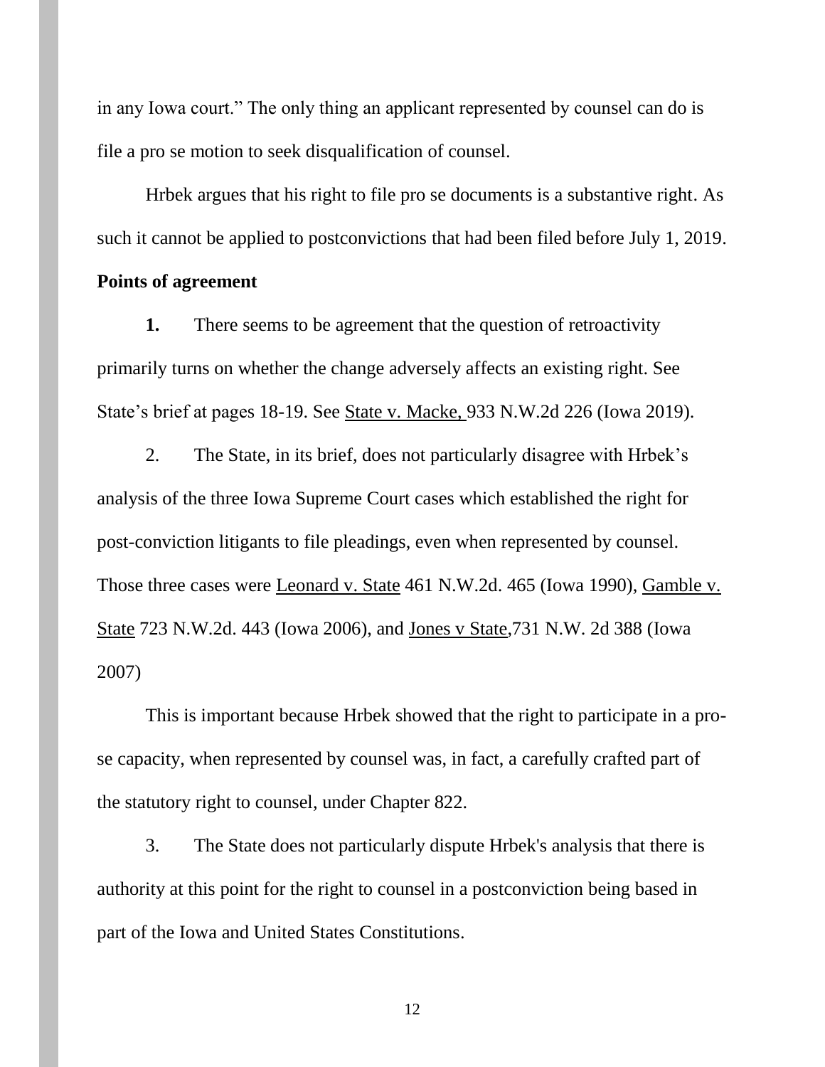in any Iowa court." The only thing an applicant represented by counsel can do is file a pro se motion to seek disqualification of counsel.

Hrbek argues that his right to file pro se documents is a substantive right. As such it cannot be applied to postconvictions that had been filed before July 1, 2019.

**Points of agreement**

**1.** There seems to be agreement that the question of retroactivity primarily turns on whether the change adversely affects an existing right. See State's brief at pages 18-19. See State v. Macke, 933 N.W.2d 226 (Iowa 2019).

2. The State, in its brief, does not particularly disagree with Hrbek's analysis of the three Iowa Supreme Court cases which established the right for post-conviction litigants to file pleadings, even when represented by counsel. Those three cases were Leonard v. State 461 N.W.2d. 465 (Iowa 1990), Gamble v. State 723 N.W.2d. 443 (Iowa 2006), and Jones v State,731 N.W. 2d 388 (Iowa 2007)

This is important because Hrbek showed that the right to participate in a pro-se capacity, when represented by counsel was, in fact, a carefully crafted part of the statutory right to counsel, under Chapter 822.

3. The State does not particularly dispute Hrbek's analysis that there is authority at this point for the right to counsel in a postconviction being based in part of the Iowa and United States Constitutions.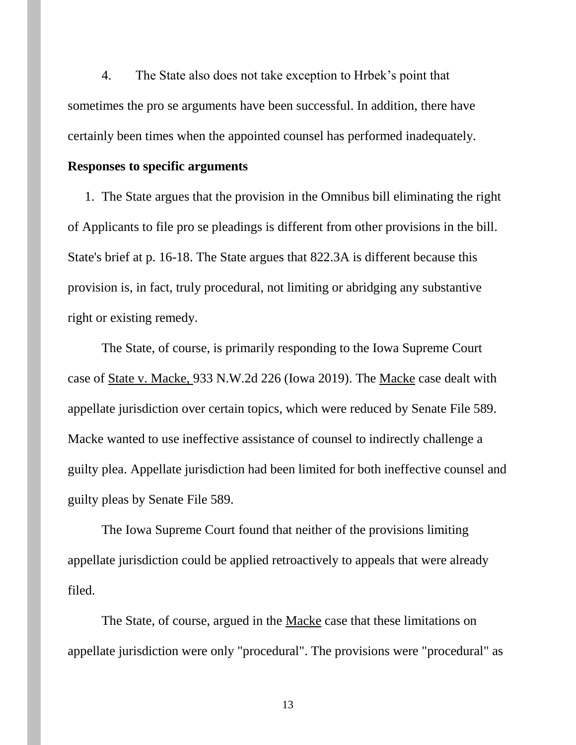4. The State also does not take exception to Hrbek's point that sometimes the pro se arguments have been successful. In addition, there have certainly been times when the appointed counsel has performed inadequately.

**Responses to specific arguments**

1. The State argues that the provision in the Omnibus bill eliminating the right of Applicants to file pro se pleadings is different from other provisions in the bill. State's brief at p. 16-18. The State argues that 822.3A is different because this provision is, in fact, truly procedural, not limiting or abridging any substantive right or existing remedy.

The State, of course, is primarily responding to the Iowa Supreme Court case of State v. Macke, 933 N.W.2d 226 (Iowa 2019). The Macke case dealt with appellate jurisdiction over certain topics, which were reduced by Senate File 589. Macke wanted to use ineffective assistance of counsel to indirectly challenge a guilty plea. Appellate jurisdiction had been limited for both ineffective counsel and guilty pleas by Senate File 589.

The Iowa Supreme Court found that neither of the provisions limiting appellate jurisdiction could be applied retroactively to appeals that were already filed.

The State, of course, argued in the Macke case that these limitations on appellate jurisdiction were only "procedural". The provisions were "procedural" as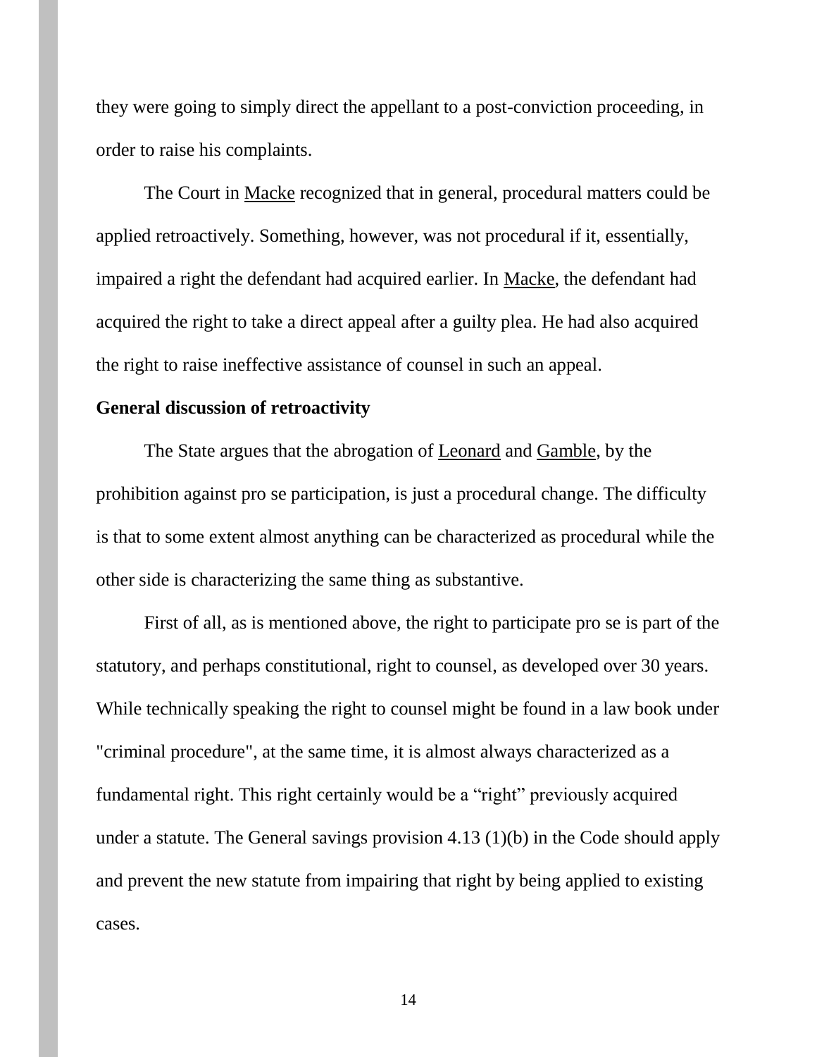they were going to simply direct the appellant to a post-conviction proceeding, in order to raise his complaints.

The Court in Macke recognized that in general, procedural matters could be applied retroactively. Something, however, was not procedural if it, essentially, impaired a right the defendant had acquired earlier. In Macke, the defendant had acquired the right to take a direct appeal after a guilty plea. He had also acquired the right to raise ineffective assistance of counsel in such an appeal.

**General discussion of retroactivity**

The State argues that the abrogation of Leonard and Gamble, by the prohibition against pro se participation, is just a procedural change. The difficulty is that to some extent almost anything can be characterized as procedural while the other side is characterizing the same thing as substantive.

First of all, as is mentioned above, the right to participate pro se is part of the statutory, and perhaps constitutional, right to counsel, as developed over 30 years. While technically speaking the right to counsel might be found in a law book under "criminal procedure", at the same time, it is almost always characterized as a fundamental right. This right certainly would be a “right” previously acquired under a statute. The General savings provision 4.13 (1)(b) in the Code should apply and prevent the new statute from impairing that right by being applied to existing cases.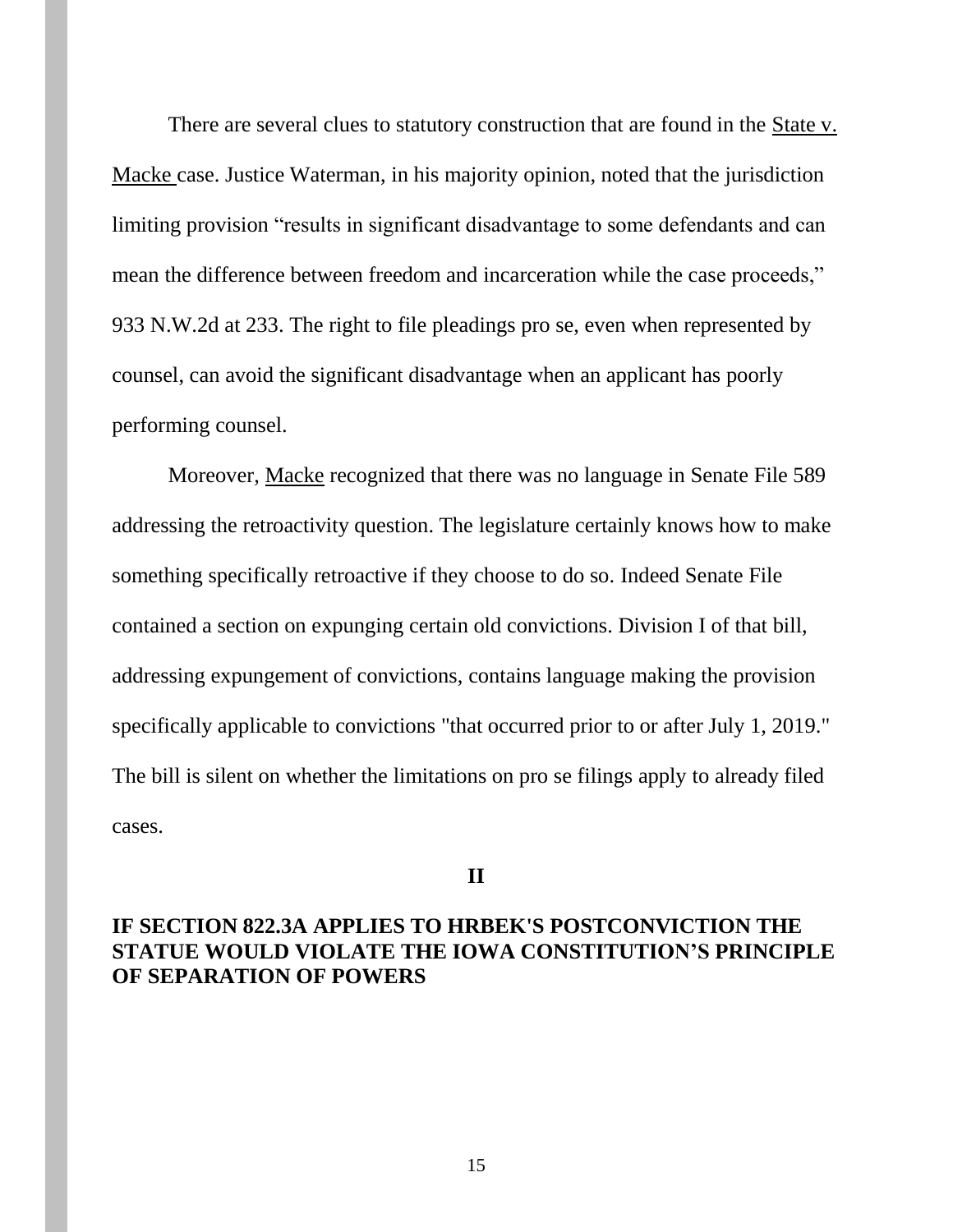There are several clues to statutory construction that are found in the State v. Macke case. Justice Waterman, in his majority opinion, noted that the jurisdiction limiting provision "results in significant disadvantage to some defendants and can mean the difference between freedom and incarceration while the case proceeds," 933 N.W.2d at 233. The right to file pleadings pro se, even when represented by counsel, can avoid the significant disadvantage when an applicant has poorly performing counsel.

Moreover, Macke recognized that there was no language in Senate File 589 addressing the retroactivity question. The legislature certainly knows how to make something specifically retroactive if they choose to do so. Indeed Senate File contained a section on expunging certain old convictions. Division I of that bill, addressing expungement of convictions, contains language making the provision specifically applicable to convictions "that occurred prior to or after July 1, 2019." The bill is silent on whether the limitations on pro se filings apply to already filed cases.

## II

## IF SECTION 822.3A APPLIES TO HRBEK'S POSTCONVICTION THE STATUE WOULD VIOLATE THE IOWA CONSTITUTION'S PRINCIPLE OF SEPARATION OF POWERS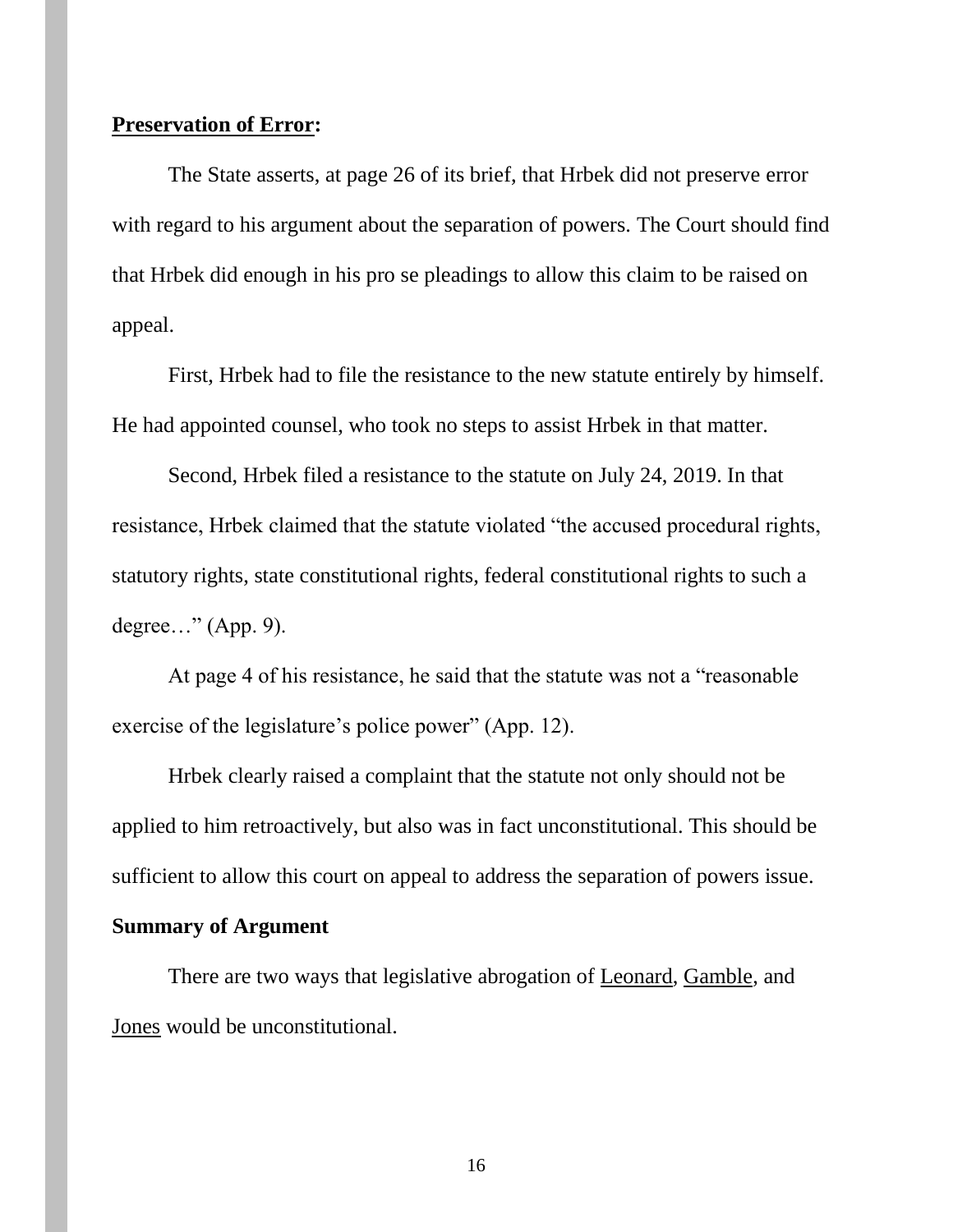**<u>Preservation of Error</u>:**

The State asserts, at page 26 of its brief, that Hrbek did not preserve error with regard to his argument about the separation of powers. The Court should find that Hrbek did enough in his pro se pleadings to allow this claim to be raised on appeal.

First, Hrbek had to file the resistance to the new statute entirely by himself. He had appointed counsel, who took no steps to assist Hrbek in that matter.

Second, Hrbek filed a resistance to the statute on July 24, 2019. In that resistance, Hrbek claimed that the statute violated "the accused procedural rights, statutory rights, state constitutional rights, federal constitutional rights to such a degree…" (App. 9).

At page 4 of his resistance, he said that the statute was not a "reasonable exercise of the legislature's police power" (App. 12).

Hrbek clearly raised a complaint that the statute not only should not be applied to him retroactively, but also was in fact unconstitutional. This should be sufficient to allow this court on appeal to address the separation of powers issue.

**Summary of Argument**

There are two ways that legislative abrogation of <u>Leonard</u>, <u>Gamble</u>, and <u>Jones</u> would be unconstitutional.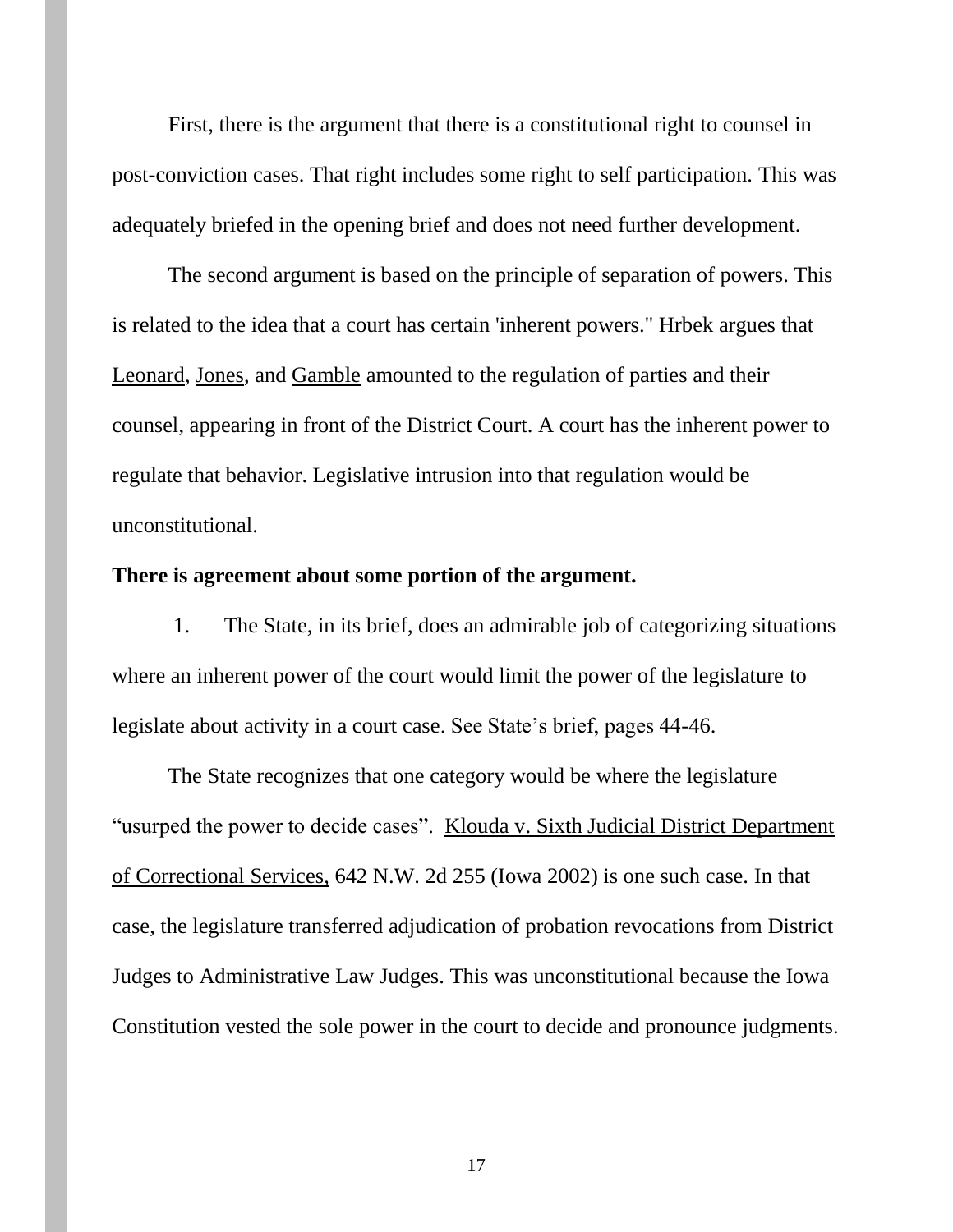First, there is the argument that there is a constitutional right to counsel in post-conviction cases. That right includes some right to self participation. This was adequately briefed in the opening brief and does not need further development.

The second argument is based on the principle of separation of powers. This is related to the idea that a court has certain 'inherent powers." Hrbek argues that Leonard, Jones, and Gamble amounted to the regulation of parties and their counsel, appearing in front of the District Court. A court has the inherent power to regulate that behavior. Legislative intrusion into that regulation would be unconstitutional.

**There is agreement about some portion of the argument.**

1. The State, in its brief, does an admirable job of categorizing situations where an inherent power of the court would limit the power of the legislature to legislate about activity in a court case. See State's brief, pages 44-46.

The State recognizes that one category would be where the legislature "usurped the power to decide cases". Klouda v. Sixth Judicial District Department of Correctional Services, 642 N.W. 2d 255 (Iowa 2002) is one such case. In that case, the legislature transferred adjudication of probation revocations from District Judges to Administrative Law Judges. This was unconstitutional because the Iowa Constitution vested the sole power in the court to decide and pronounce judgments.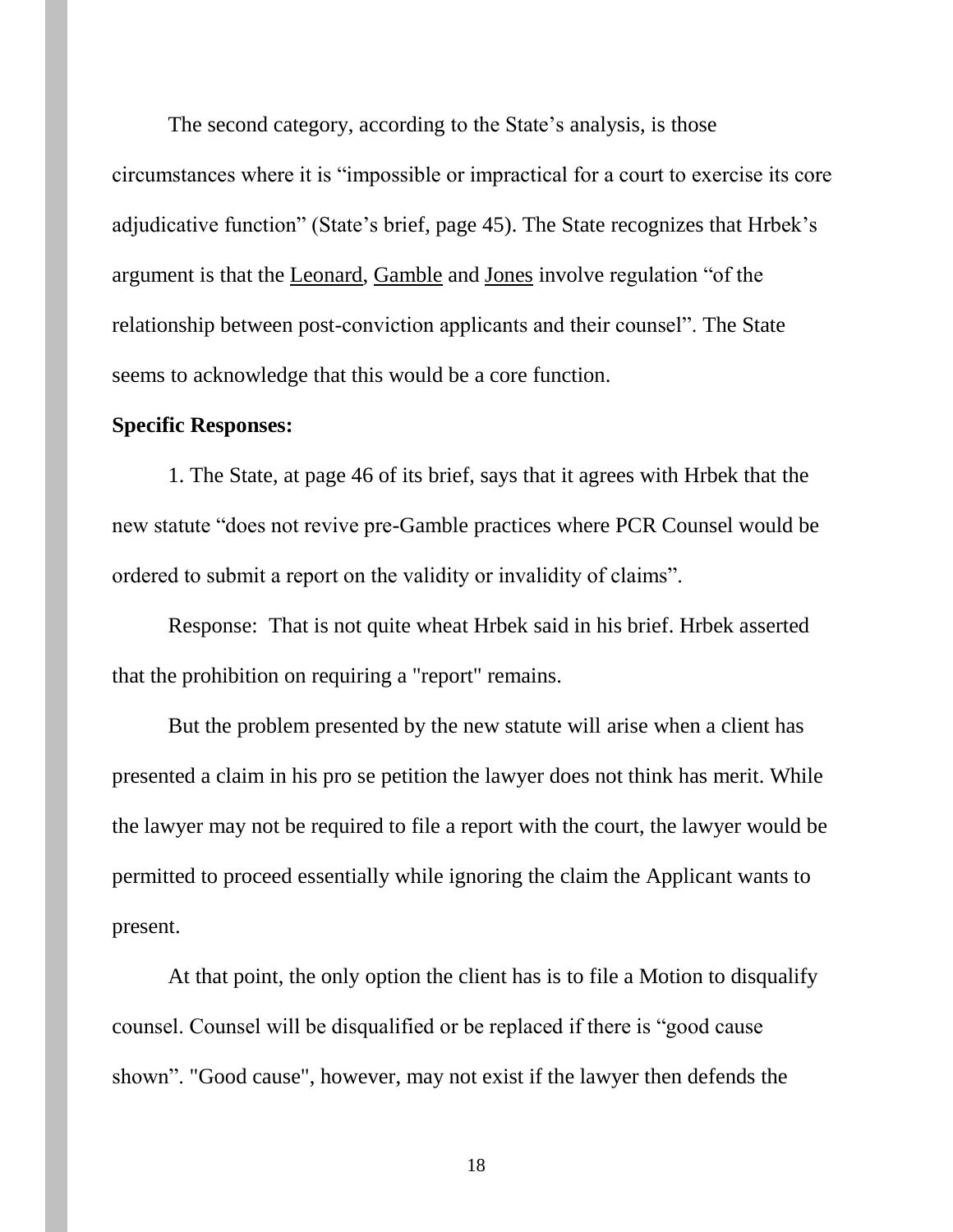The second category, according to the State's analysis, is those circumstances where it is "impossible or impractical for a court to exercise its core adjudicative function" (State's brief, page 45). The State recognizes that Hrbek's argument is that the Leonard, Gamble and Jones involve regulation "of the relationship between post-conviction applicants and their counsel". The State seems to acknowledge that this would be a core function.

**Specific Responses:**

1. The State, at page 46 of its brief, says that it agrees with Hrbek that the new statute "does not revive pre-Gamble practices where PCR Counsel would be ordered to submit a report on the validity or invalidity of claims".

Response: That is not quite wheat Hrbek said in his brief. Hrbek asserted that the prohibition on requiring a "report" remains.

But the problem presented by the new statute will arise when a client has presented a claim in his pro se petition the lawyer does not think has merit. While the lawyer may not be required to file a report with the court, the lawyer would be permitted to proceed essentially while ignoring the claim the Applicant wants to present.

At that point, the only option the client has is to file a Motion to disqualify counsel. Counsel will be disqualified or be replaced if there is "good cause shown". "Good cause", however, may not exist if the lawyer then defends the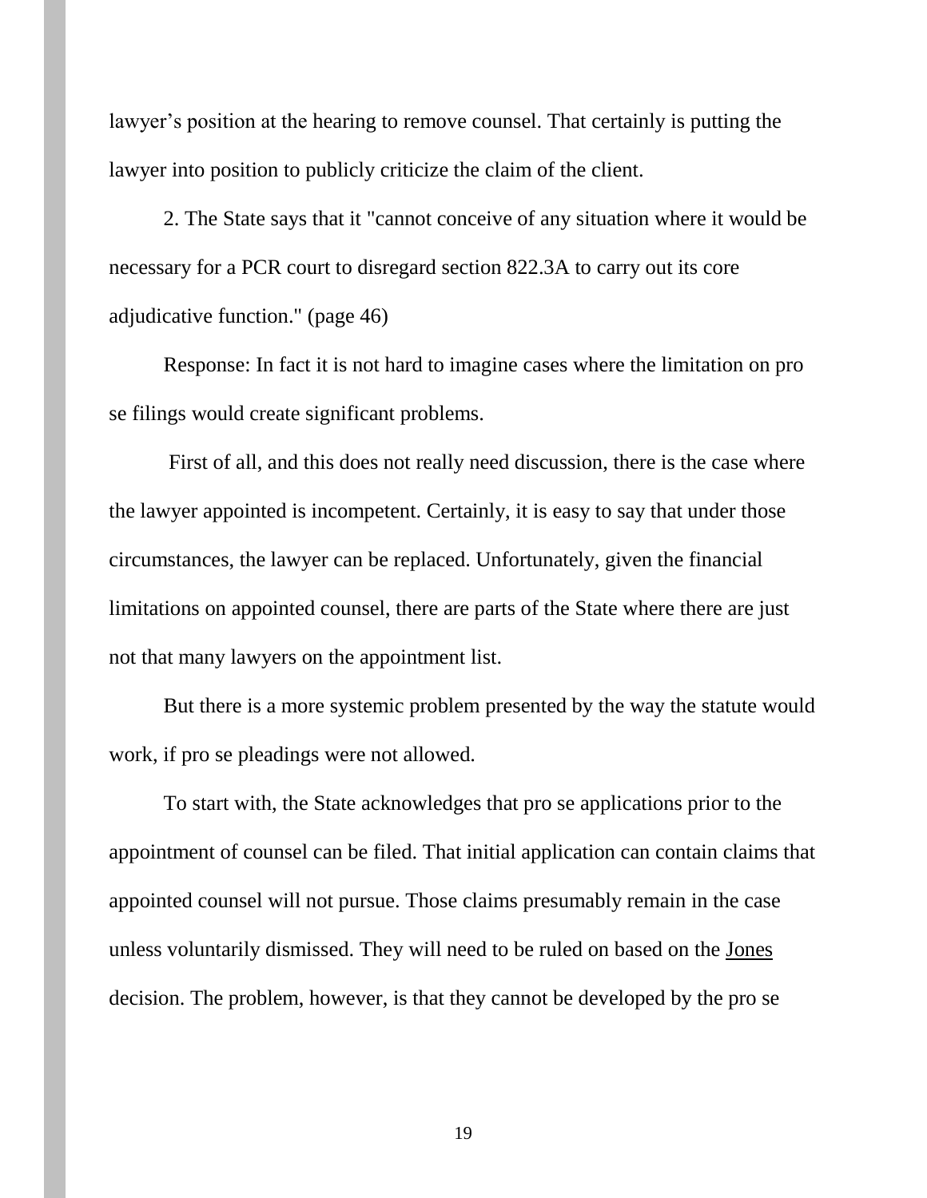lawyer's position at the hearing to remove counsel. That certainly is putting the lawyer into position to publicly criticize the claim of the client.

2. The State says that it "cannot conceive of any situation where it would be necessary for a PCR court to disregard section 822.3A to carry out its core adjudicative function." (page 46)

Response: In fact it is not hard to imagine cases where the limitation on pro se filings would create significant problems.

First of all, and this does not really need discussion, there is the case where the lawyer appointed is incompetent. Certainly, it is easy to say that under those circumstances, the lawyer can be replaced. Unfortunately, given the financial limitations on appointed counsel, there are parts of the State where there are just not that many lawyers on the appointment list.

But there is a more systemic problem presented by the way the statute would work, if pro se pleadings were not allowed.

To start with, the State acknowledges that pro se applications prior to the appointment of counsel can be filed. That initial application can contain claims that appointed counsel will not pursue. Those claims presumably remain in the case unless voluntarily dismissed. They will need to be ruled on based on the <u>Jones</u> decision. The problem, however, is that they cannot be developed by the pro se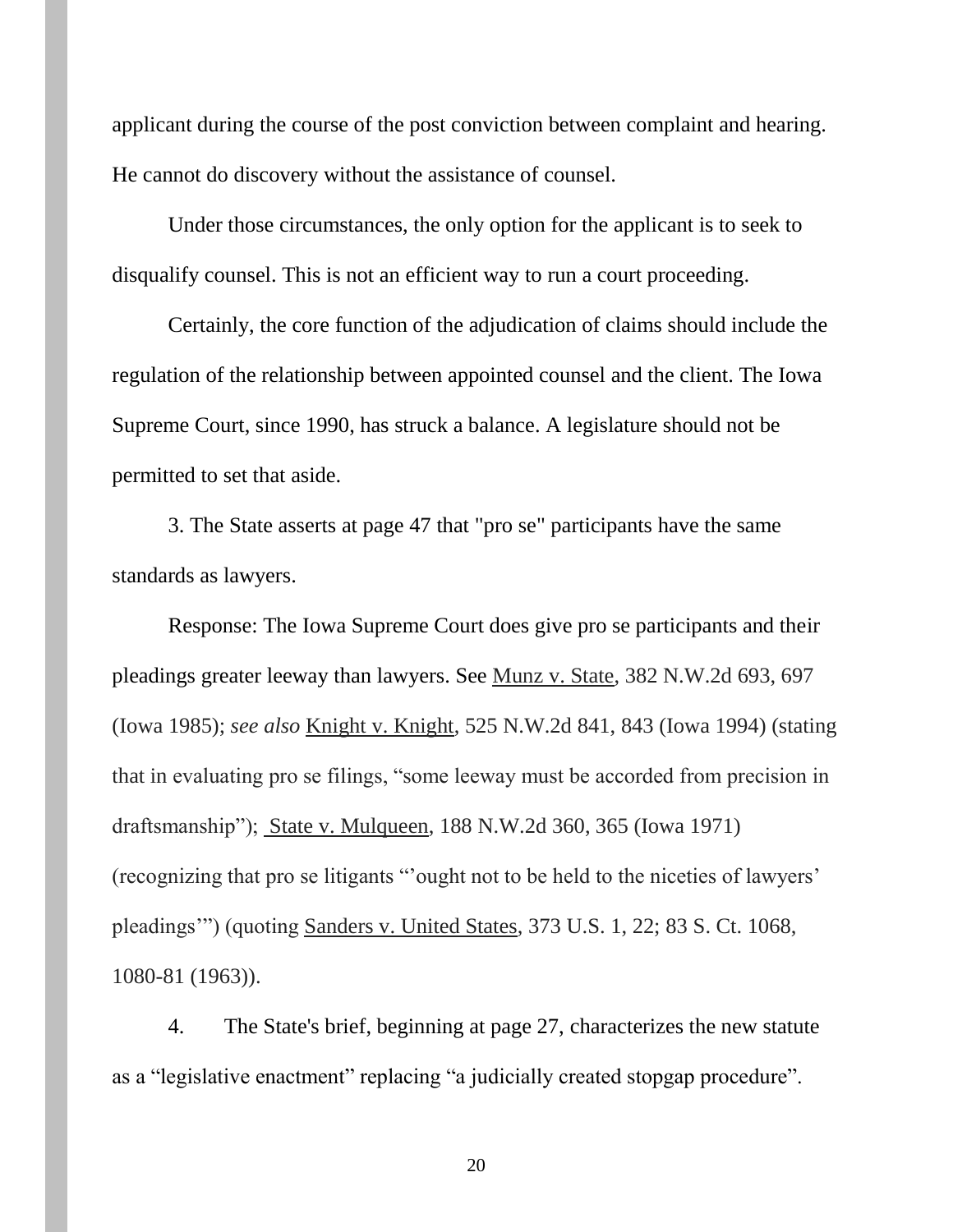applicant during the course of the post conviction between complaint and hearing. He cannot do discovery without the assistance of counsel.

Under those circumstances, the only option for the applicant is to seek to disqualify counsel. This is not an efficient way to run a court proceeding.

Certainly, the core function of the adjudication of claims should include the regulation of the relationship between appointed counsel and the client. The Iowa Supreme Court, since 1990, has struck a balance. A legislature should not be permitted to set that aside.

3. The State asserts at page 47 that "pro se" participants have the same standards as lawyers.

Response: The Iowa Supreme Court does give pro se participants and their pleadings greater leeway than lawyers. See Munz v. State, 382 N.W.2d 693, 697 (Iowa 1985); *see also* Knight v. Knight, 525 N.W.2d 841, 843 (Iowa 1994) (stating that in evaluating pro se filings, "some leeway must be accorded from precision in draftsmanship"); State v. Mulqueen, 188 N.W.2d 360, 365 (Iowa 1971) (recognizing that pro se litigants "'ought not to be held to the niceties of lawyers' pleadings'") (quoting Sanders v. United States, 373 U.S. 1, 22; 83 S. Ct. 1068, 1080-81 (1963)).

4. The State's brief, beginning at page 27, characterizes the new statute as a "legislative enactment" replacing "a judicially created stopgap procedure".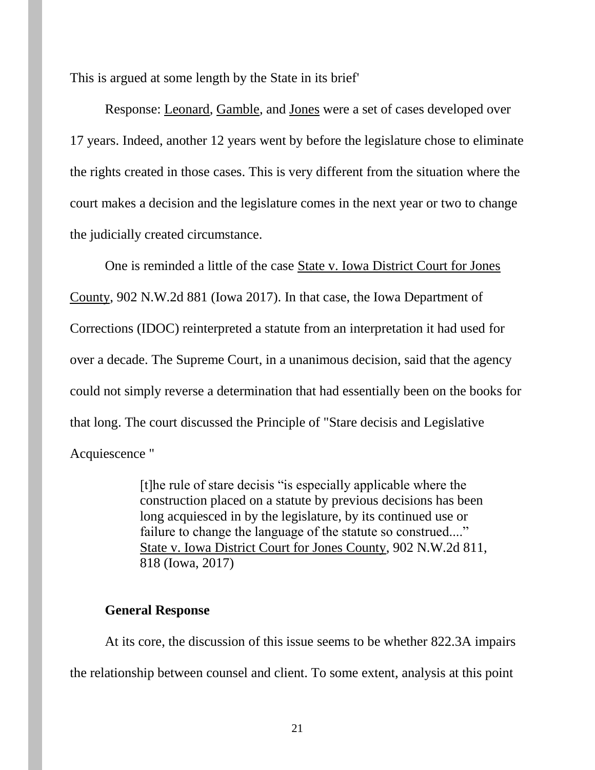This is argued at some length by the State in its brief'

Response: Leonard, Gamble, and Jones were a set of cases developed over 17 years. Indeed, another 12 years went by before the legislature chose to eliminate the rights created in those cases. This is very different from the situation where the court makes a decision and the legislature comes in the next year or two to change the judicially created circumstance.

One is reminded a little of the case State v. Iowa District Court for Jones County, 902 N.W.2d 881 (Iowa 2017). In that case, the Iowa Department of Corrections (IDOC) reinterpreted a statute from an interpretation it had used for over a decade. The Supreme Court, in a unanimous decision, said that the agency could not simply reverse a determination that had essentially been on the books for that long. The court discussed the Principle of "Stare decisis and Legislative Acquiescence "

> [t]he rule of stare decisis "is especially applicable where the construction placed on a statute by previous decisions has been long acquiesced in by the legislature, by its continued use or failure to change the language of the statute so construed...." State v. Iowa District Court for Jones County, 902 N.W.2d 811, 818 (Iowa, 2017)

**General Response**

At its core, the discussion of this issue seems to be whether 822.3A impairs the relationship between counsel and client. To some extent, analysis at this point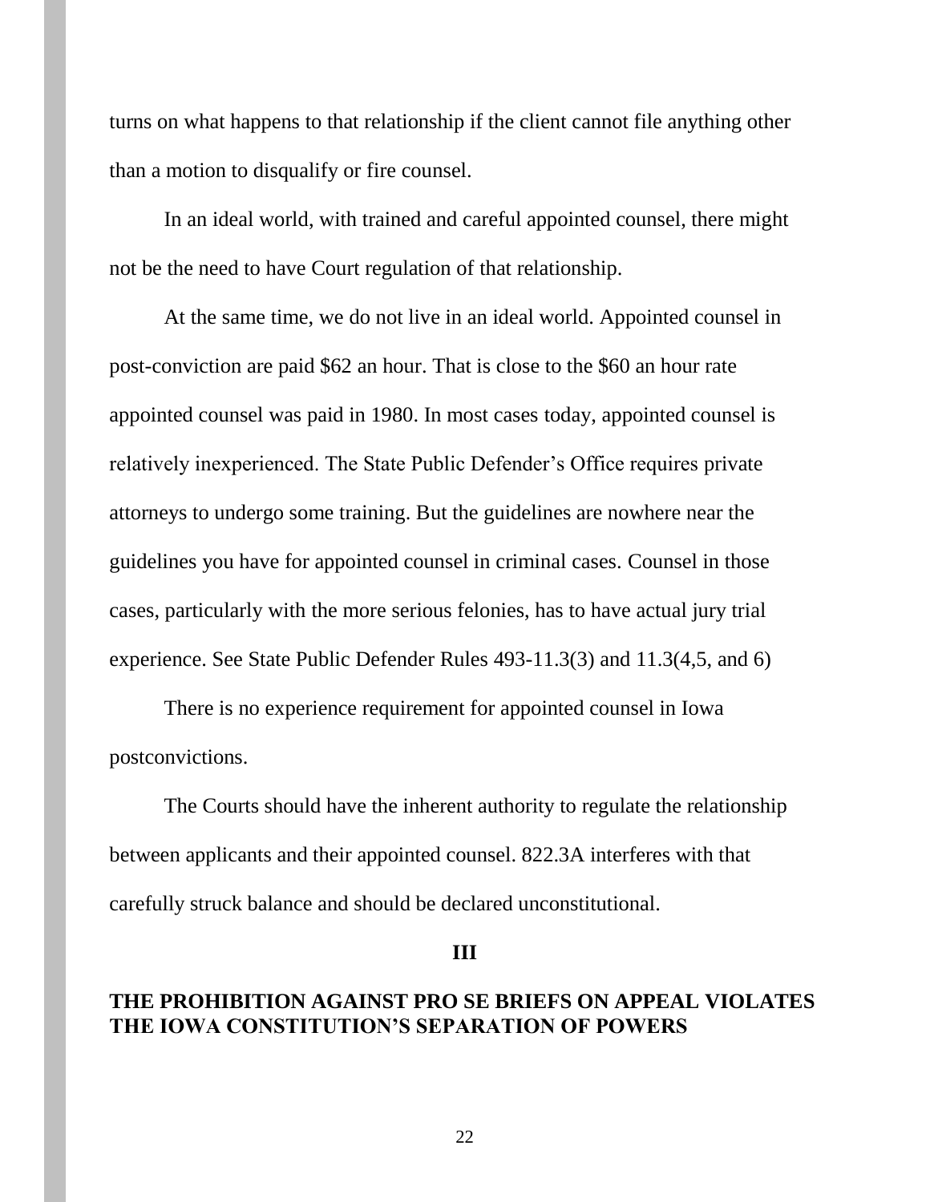turns on what happens to that relationship if the client cannot file anything other than a motion to disqualify or fire counsel.

In an ideal world, with trained and careful appointed counsel, there might not be the need to have Court regulation of that relationship.

At the same time, we do not live in an ideal world. Appointed counsel in post-conviction are paid $62 an hour. That is close to the $60 an hour rate appointed counsel was paid in 1980. In most cases today, appointed counsel is relatively inexperienced. The State Public Defender's Office requires private attorneys to undergo some training. But the guidelines are nowhere near the guidelines you have for appointed counsel in criminal cases. Counsel in those cases, particularly with the more serious felonies, has to have actual jury trial experience. See State Public Defender Rules 493-11.3(3) and 11.3(4,5, and 6)

There is no experience requirement for appointed counsel in Iowa postconvictions.

The Courts should have the inherent authority to regulate the relationship between applicants and their appointed counsel. 822.3A interferes with that carefully struck balance and should be declared unconstitutional.

## III

## THE PROHIBITION AGAINST PRO SE BRIEFS ON APPEAL VIOLATES THE IOWA CONSTITUTION'S SEPARATION OF POWERS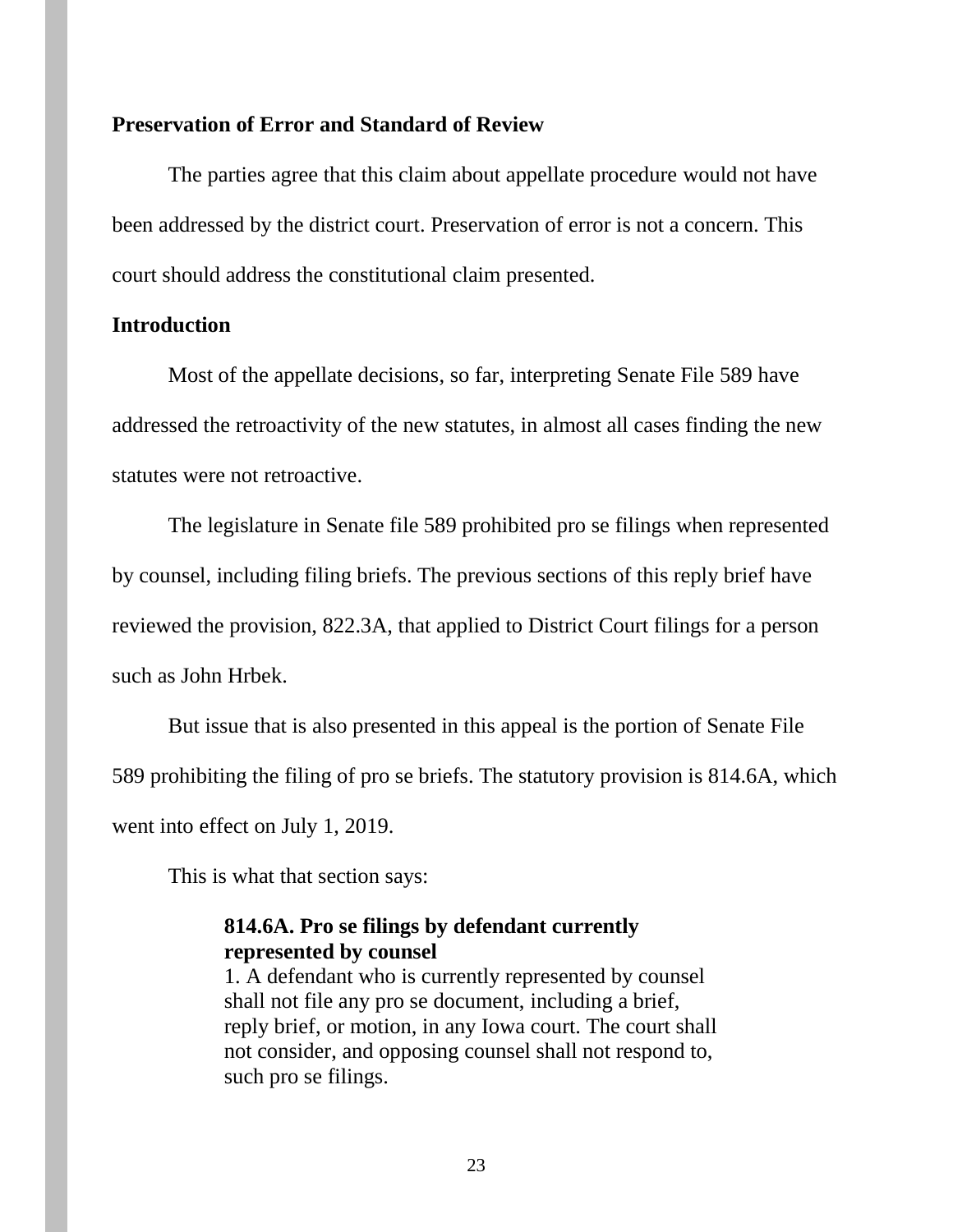**Preservation of Error and Standard of Review**

The parties agree that this claim about appellate procedure would not have been addressed by the district court. Preservation of error is not a concern. This court should address the constitutional claim presented.

**Introduction**

Most of the appellate decisions, so far, interpreting Senate File 589 have addressed the retroactivity of the new statutes, in almost all cases finding the new statutes were not retroactive.

The legislature in Senate file 589 prohibited pro se filings when represented by counsel, including filing briefs. The previous sections of this reply brief have reviewed the provision, 822.3A, that applied to District Court filings for a person such as John Hrbek.

But issue that is also presented in this appeal is the portion of Senate File 589 prohibiting the filing of pro se briefs. The statutory provision is 814.6A, which went into effect on July 1, 2019.

This is what that section says:

> **814.6A. Pro se filings by defendant currently represented by counsel**
> 1. A defendant who is currently represented by counsel shall not file any pro se document, including a brief, reply brief, or motion, in any Iowa court. The court shall not consider, and opposing counsel shall not respond to, such pro se filings.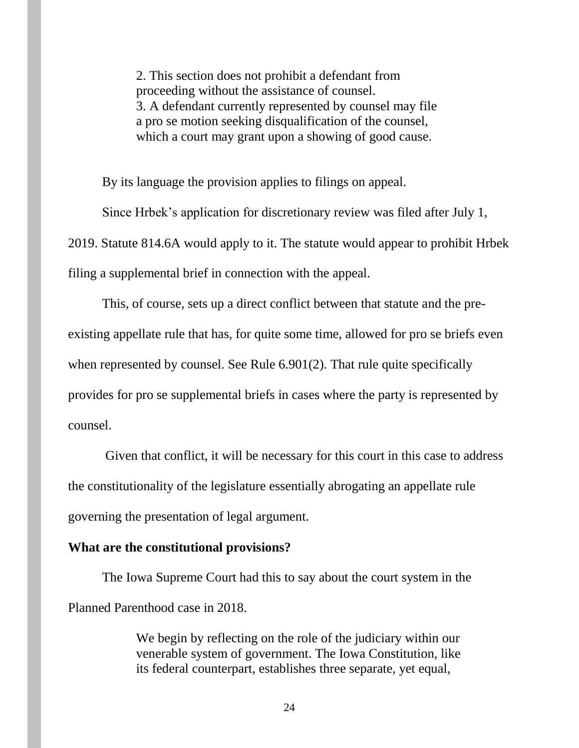> 2. This section does not prohibit a defendant from proceeding without the assistance of counsel.
> 3. A defendant currently represented by counsel may file a pro se motion seeking disqualification of the counsel, which a court may grant upon a showing of good cause.

By its language the provision applies to filings on appeal.

Since Hrbek's application for discretionary review was filed after July 1, 2019. Statute 814.6A would apply to it. The statute would appear to prohibit Hrbek filing a supplemental brief in connection with the appeal.

This, of course, sets up a direct conflict between that statute and the pre-existing appellate rule that has, for quite some time, allowed for pro se briefs even when represented by counsel. See Rule 6.901(2). That rule quite specifically provides for pro se supplemental briefs in cases where the party is represented by counsel.

Given that conflict, it will be necessary for this court in this case to address the constitutionality of the legislature essentially abrogating an appellate rule governing the presentation of legal argument.

**What are the constitutional provisions?**

The Iowa Supreme Court had this to say about the court system in the Planned Parenthood case in 2018.

> We begin by reflecting on the role of the judiciary within our venerable system of government. The Iowa Constitution, like its federal counterpart, establishes three separate, yet equal,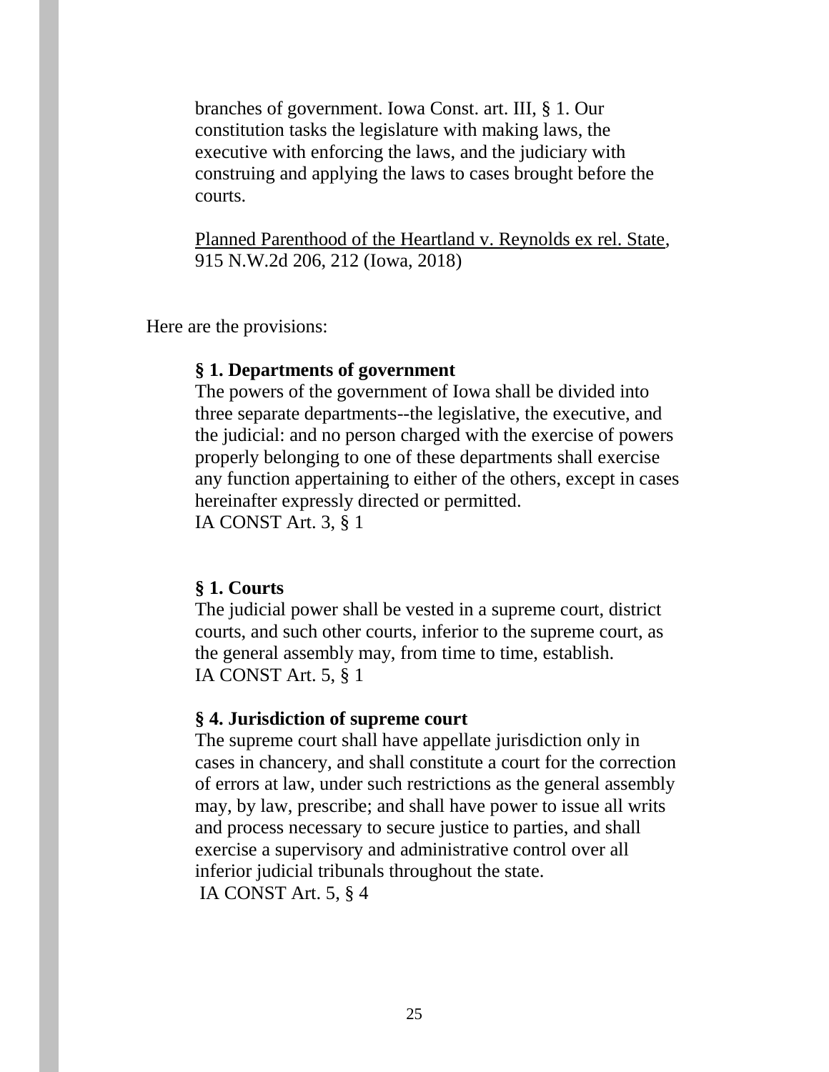> branches of government. Iowa Const. art. III, § 1. Our constitution tasks the legislature with making laws, the executive with enforcing the laws, and the judiciary with construing and applying the laws to cases brought before the courts.
>
> Planned Parenthood of the Heartland v. Reynolds ex rel. State, 915 N.W.2d 206, 212 (Iowa, 2018)

Here are the provisions:

> **§ 1. Departments of government**
> The powers of the government of Iowa shall be divided into three separate departments--the legislative, the executive, and the judicial: and no person charged with the exercise of powers properly belonging to one of these departments shall exercise any function appertaining to either of the others, except in cases hereinafter expressly directed or permitted.
> IA CONST Art. 3, § 1

> **§ 1. Courts**
> The judicial power shall be vested in a supreme court, district courts, and such other courts, inferior to the supreme court, as the general assembly may, from time to time, establish.
> IA CONST Art. 5, § 1

> **§ 4. Jurisdiction of supreme court**
> The supreme court shall have appellate jurisdiction only in cases in chancery, and shall constitute a court for the correction of errors at law, under such restrictions as the general assembly may, by law, prescribe; and shall have power to issue all writs and process necessary to secure justice to parties, and shall exercise a supervisory and administrative control over all inferior judicial tribunals throughout the state.
> IA CONST Art. 5, § 4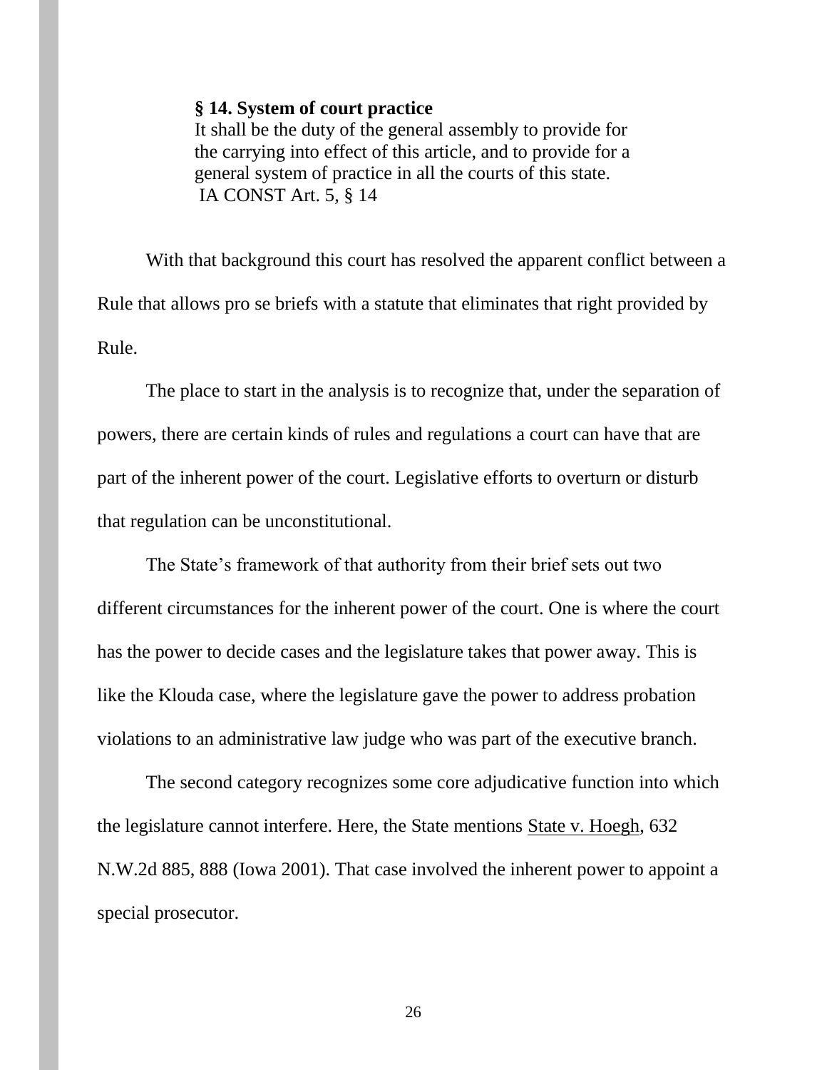> **§ 14. System of court practice**
> It shall be the duty of the general assembly to provide for the carrying into effect of this article, and to provide for a general system of practice in all the courts of this state.
> IA CONST Art. 5, § 14

With that background this court has resolved the apparent conflict between a Rule that allows pro se briefs with a statute that eliminates that right provided by Rule.

The place to start in the analysis is to recognize that, under the separation of powers, there are certain kinds of rules and regulations a court can have that are part of the inherent power of the court. Legislative efforts to overturn or disturb that regulation can be unconstitutional.

The State's framework of that authority from their brief sets out two different circumstances for the inherent power of the court. One is where the court has the power to decide cases and the legislature takes that power away. This is like the Klouda case, where the legislature gave the power to address probation violations to an administrative law judge who was part of the executive branch.

The second category recognizes some core adjudicative function into which the legislature cannot interfere. Here, the State mentions State v. Hoegh, 632 N.W.2d 885, 888 (Iowa 2001). That case involved the inherent power to appoint a special prosecutor.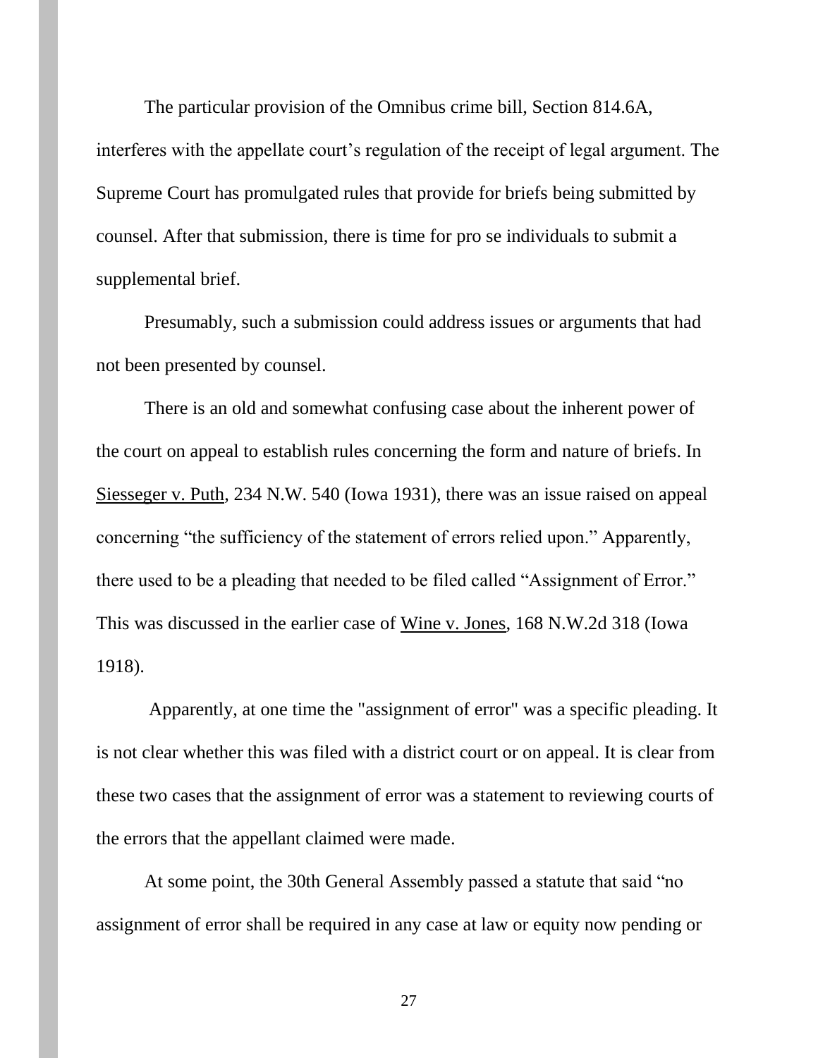The particular provision of the Omnibus crime bill, Section 814.6A, interferes with the appellate court's regulation of the receipt of legal argument. The Supreme Court has promulgated rules that provide for briefs being submitted by counsel. After that submission, there is time for pro se individuals to submit a supplemental brief.

Presumably, such a submission could address issues or arguments that had not been presented by counsel.

There is an old and somewhat confusing case about the inherent power of the court on appeal to establish rules concerning the form and nature of briefs. In Siesseger v. Puth, 234 N.W. 540 (Iowa 1931), there was an issue raised on appeal concerning "the sufficiency of the statement of errors relied upon." Apparently, there used to be a pleading that needed to be filed called "Assignment of Error." This was discussed in the earlier case of Wine v. Jones, 168 N.W.2d 318 (Iowa 1918).

Apparently, at one time the "assignment of error" was a specific pleading. It is not clear whether this was filed with a district court or on appeal. It is clear from these two cases that the assignment of error was a statement to reviewing courts of the errors that the appellant claimed were made.

At some point, the 30th General Assembly passed a statute that said "no assignment of error shall be required in any case at law or equity now pending or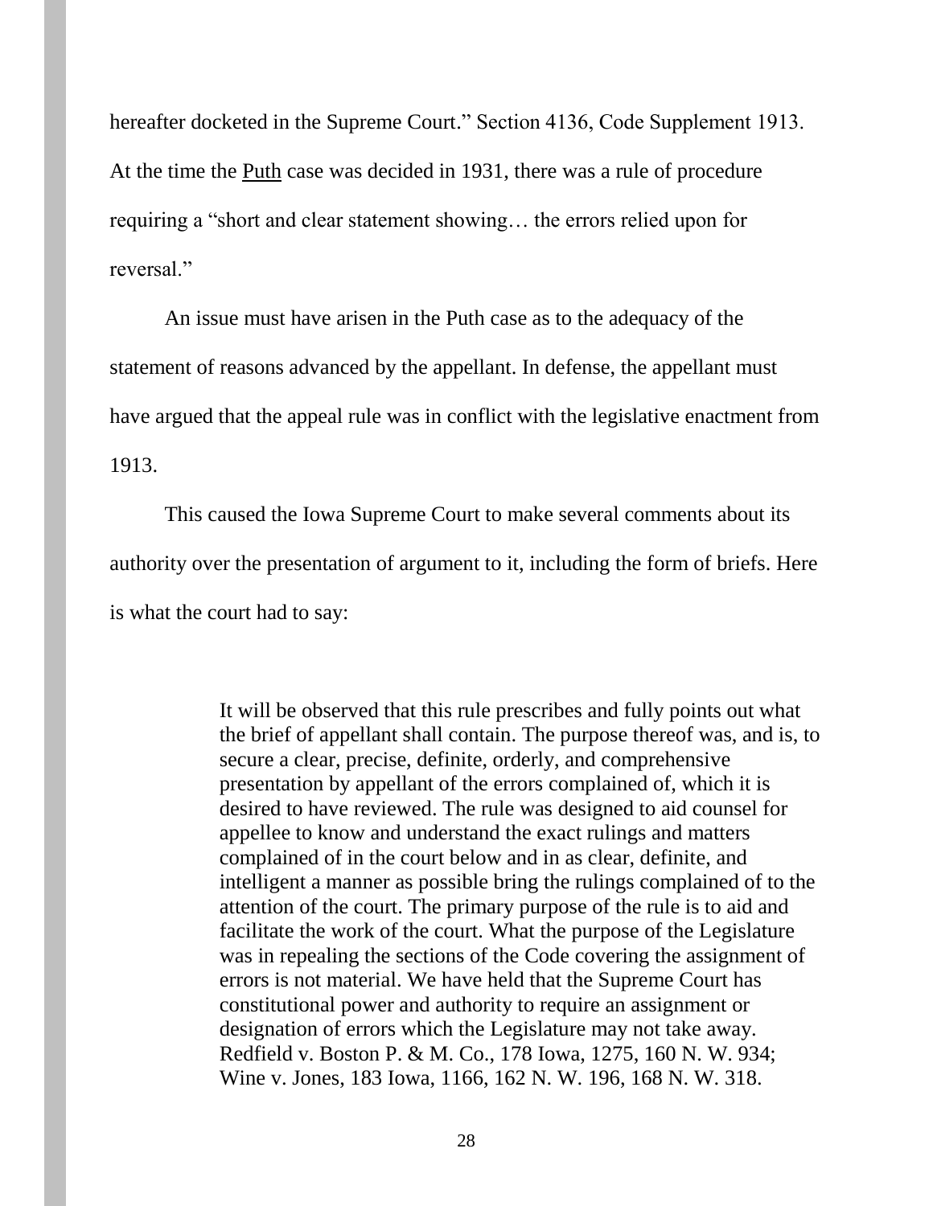hereafter docketed in the Supreme Court." Section 4136, Code Supplement 1913. At the time the Puth case was decided in 1931, there was a rule of procedure requiring a "short and clear statement showing… the errors relied upon for reversal."

An issue must have arisen in the Puth case as to the adequacy of the statement of reasons advanced by the appellant. In defense, the appellant must have argued that the appeal rule was in conflict with the legislative enactment from 1913.

This caused the Iowa Supreme Court to make several comments about its authority over the presentation of argument to it, including the form of briefs. Here is what the court had to say:

> It will be observed that this rule prescribes and fully points out what the brief of appellant shall contain. The purpose thereof was, and is, to secure a clear, precise, definite, orderly, and comprehensive presentation by appellant of the errors complained of, which it is desired to have reviewed. The rule was designed to aid counsel for appellee to know and understand the exact rulings and matters complained of in the court below and in as clear, definite, and intelligent a manner as possible bring the rulings complained of to the attention of the court. The primary purpose of the rule is to aid and facilitate the work of the court. What the purpose of the Legislature was in repealing the sections of the Code covering the assignment of errors is not material. We have held that the Supreme Court has constitutional power and authority to require an assignment or designation of errors which the Legislature may not take away. Redfield v. Boston P. & M. Co., 178 Iowa, 1275, 160 N. W. 934; Wine v. Jones, 183 Iowa, 1166, 162 N. W. 196, 168 N. W. 318.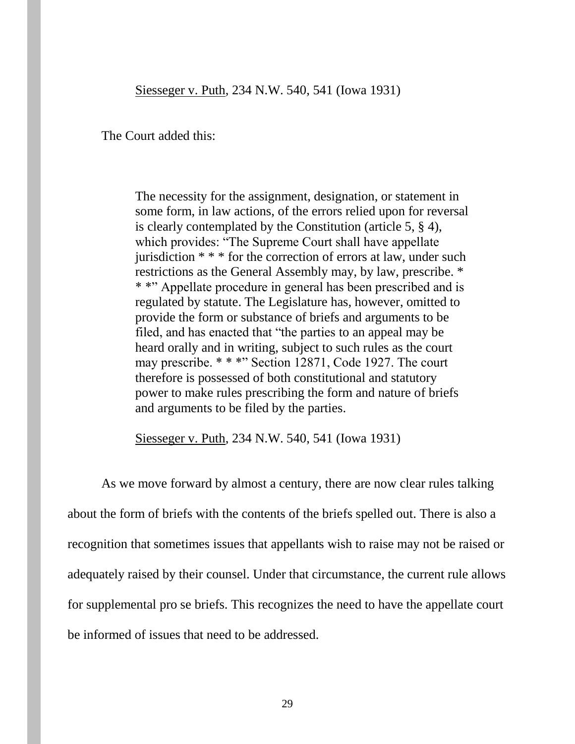Siesseger v. Puth, 234 N.W. 540, 541 (Iowa 1931)

The Court added this:

> The necessity for the assignment, designation, or statement in some form, in law actions, of the errors relied upon for reversal is clearly contemplated by the Constitution (article 5, § 4), which provides: "The Supreme Court shall have appellate jurisdiction * * * for the correction of errors at law, under such restrictions as the General Assembly may, by law, prescribe. * * *" Appellate procedure in general has been prescribed and is regulated by statute. The Legislature has, however, omitted to provide the form or substance of briefs and arguments to be filed, and has enacted that "the parties to an appeal may be heard orally and in writing, subject to such rules as the court may prescribe. * * *" Section 12871, Code 1927. The court therefore is possessed of both constitutional and statutory power to make rules prescribing the form and nature of briefs and arguments to be filed by the parties.
>
> Siesseger v. Puth, 234 N.W. 540, 541 (Iowa 1931)

As we move forward by almost a century, there are now clear rules talking about the form of briefs with the contents of the briefs spelled out. There is also a recognition that sometimes issues that appellants wish to raise may not be raised or adequately raised by their counsel. Under that circumstance, the current rule allows for supplemental pro se briefs. This recognizes the need to have the appellate court be informed of issues that need to be addressed.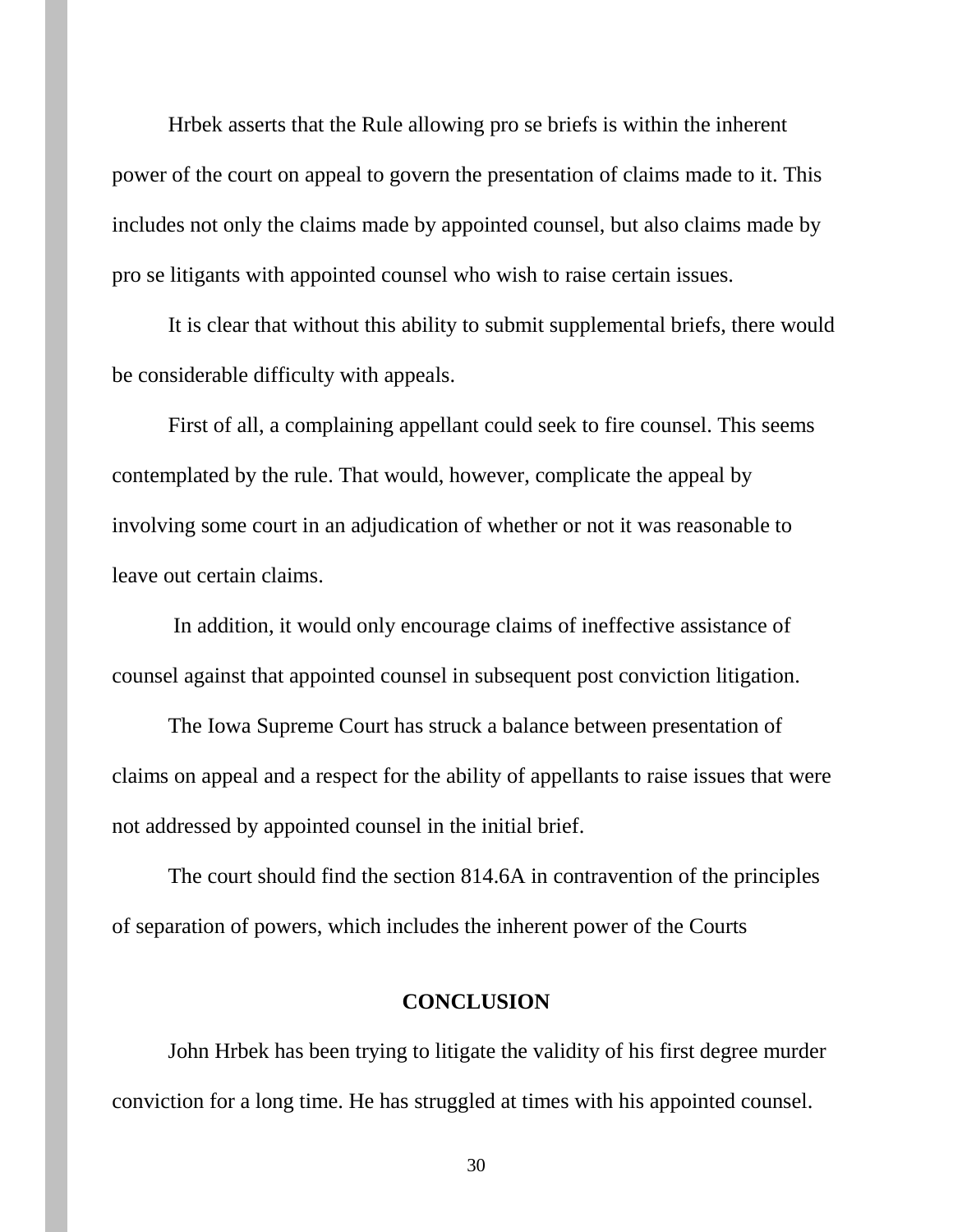Hrbek asserts that the Rule allowing pro se briefs is within the inherent power of the court on appeal to govern the presentation of claims made to it. This includes not only the claims made by appointed counsel, but also claims made by pro se litigants with appointed counsel who wish to raise certain issues.

It is clear that without this ability to submit supplemental briefs, there would be considerable difficulty with appeals.

First of all, a complaining appellant could seek to fire counsel. This seems contemplated by the rule. That would, however, complicate the appeal by involving some court in an adjudication of whether or not it was reasonable to leave out certain claims.

In addition, it would only encourage claims of ineffective assistance of counsel against that appointed counsel in subsequent post conviction litigation.

The Iowa Supreme Court has struck a balance between presentation of claims on appeal and a respect for the ability of appellants to raise issues that were not addressed by appointed counsel in the initial brief.

The court should find the section 814.6A in contravention of the principles of separation of powers, which includes the inherent power of the Courts

## CONCLUSION

John Hrbek has been trying to litigate the validity of his first degree murder conviction for a long time. He has struggled at times with his appointed counsel.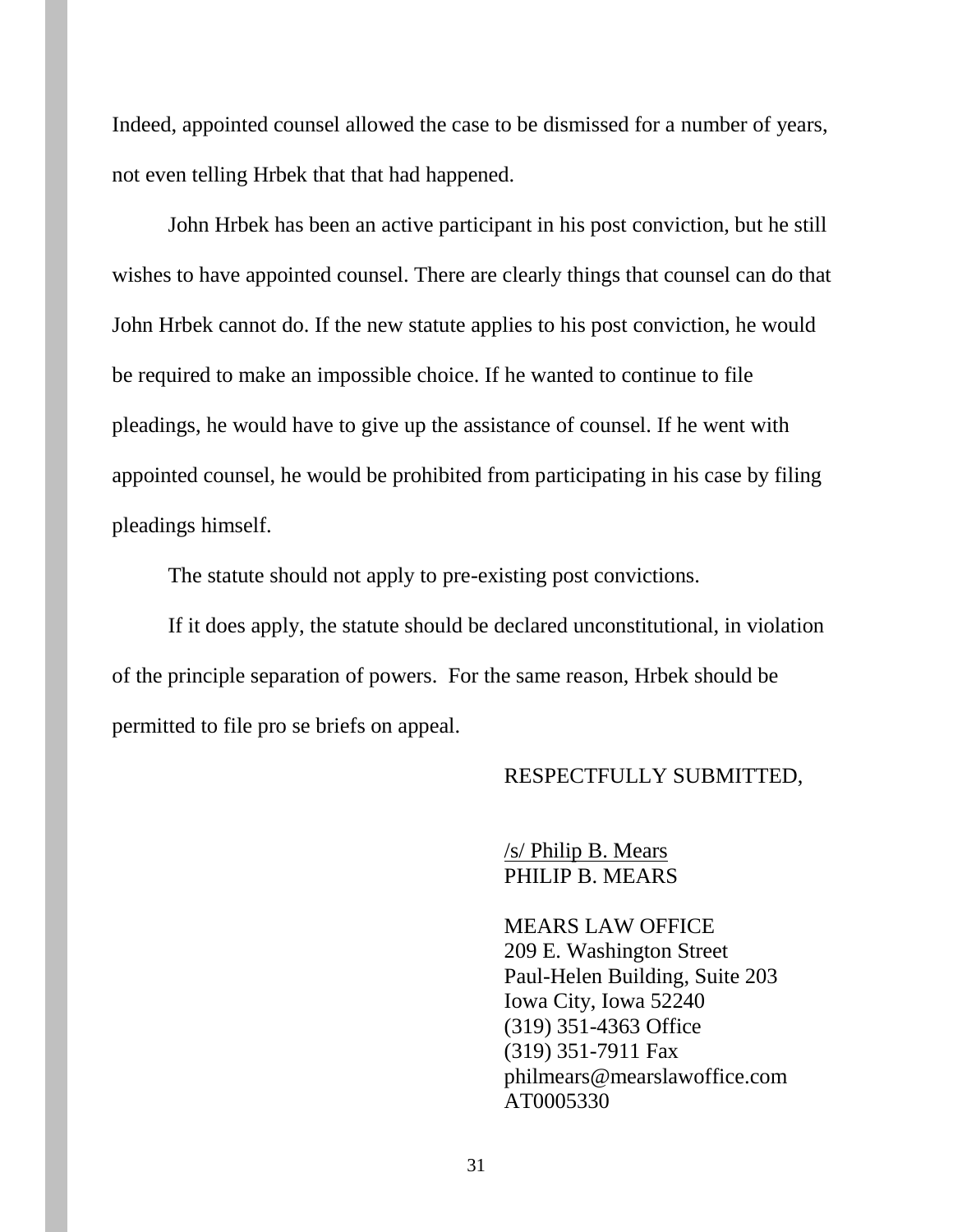Indeed, appointed counsel allowed the case to be dismissed for a number of years, not even telling Hrbek that that had happened.

John Hrbek has been an active participant in his post conviction, but he still wishes to have appointed counsel. There are clearly things that counsel can do that John Hrbek cannot do. If the new statute applies to his post conviction, he would be required to make an impossible choice. If he wanted to continue to file pleadings, he would have to give up the assistance of counsel. If he went with appointed counsel, he would be prohibited from participating in his case by filing pleadings himself.

The statute should not apply to pre-existing post convictions.

If it does apply, the statute should be declared unconstitutional, in violation of the principle separation of powers. For the same reason, Hrbek should be permitted to file pro se briefs on appeal.

RESPECTFULLY SUBMITTED,

/s/ Philip B. Mears
PHILIP B. MEARS

MEARS LAW OFFICE
209 E. Washington Street
Paul-Helen Building, Suite 203
Iowa City, Iowa 52240
(319) 351-4363 Office
(319) 351-7911 Fax
philmears@mearslawoffice.com
AT0005330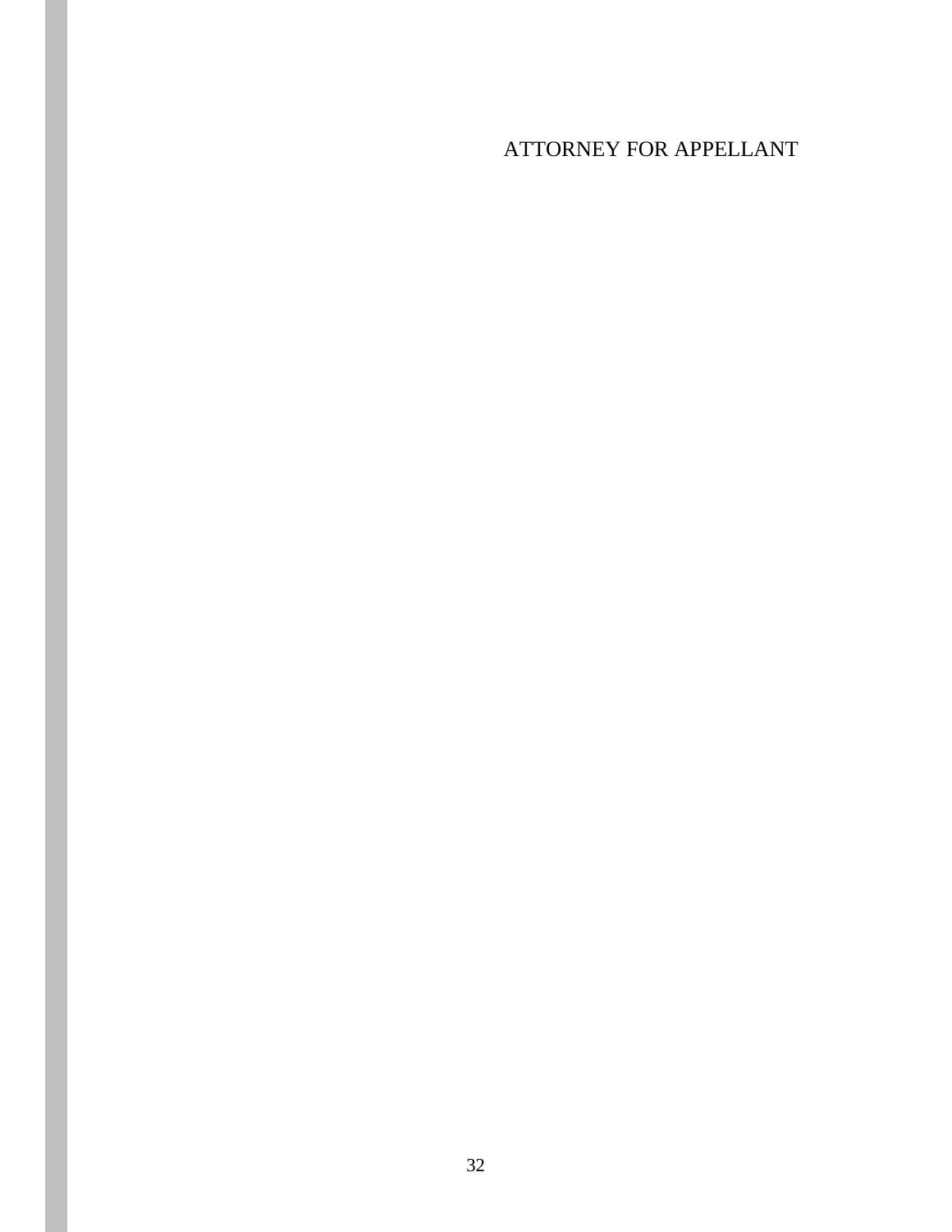ATTORNEY FOR APPELLANT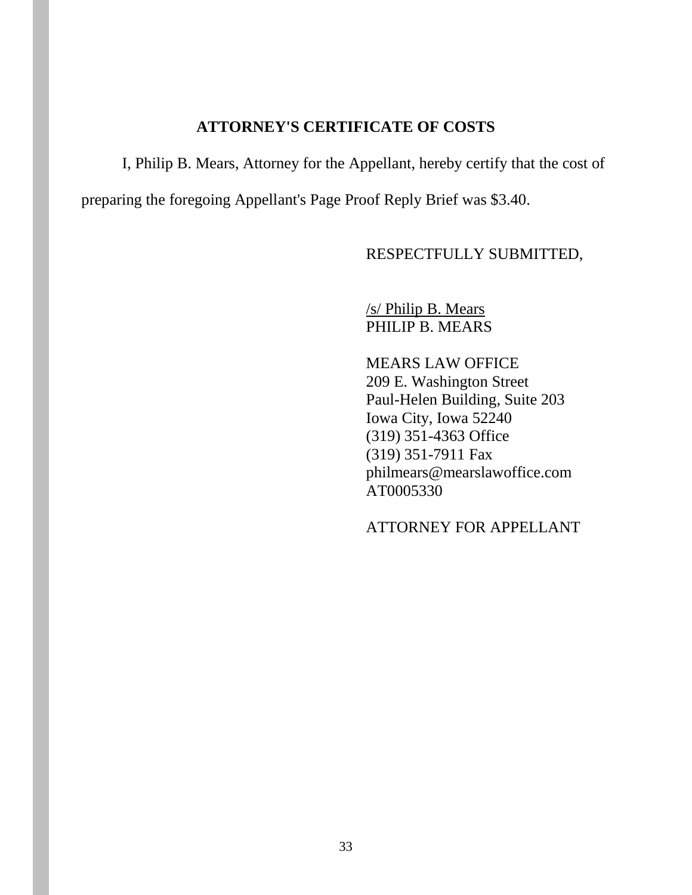## ATTORNEY'S CERTIFICATE OF COSTS

I, Philip B. Mears, Attorney for the Appellant, hereby certify that the cost of preparing the foregoing Appellant's Page Proof Reply Brief was $3.40.

RESPECTFULLY SUBMITTED,

/s/ Philip B. Mears
PHILIP B. MEARS

MEARS LAW OFFICE
209 E. Washington Street
Paul-Helen Building, Suite 203
Iowa City, Iowa 52240
(319) 351-4363 Office
(319) 351-7911 Fax
philmears@mearslawoffice.com
AT0005330

ATTORNEY FOR APPELLANT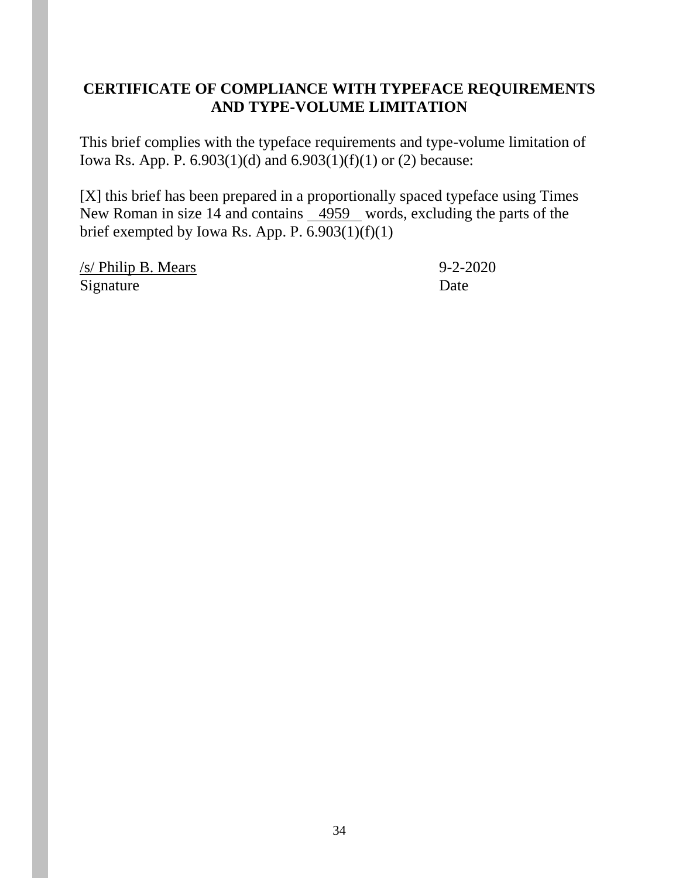## CERTIFICATE OF COMPLIANCE WITH TYPEFACE REQUIREMENTS AND TYPE-VOLUME LIMITATION

This brief complies with the typeface requirements and type-volume limitation of Iowa Rs. App. P. 6.903(1)(d) and 6.903(1)(f)(1) or (2) because:

[X] this brief has been prepared in a proportionally spaced typeface using Times New Roman in size 14 and contains 4959 words, excluding the parts of the brief exempted by Iowa Rs. App. P. 6.903(1)(f)(1)

/s/ Philip B. Mears  
Signature

9-2-2020  
Date